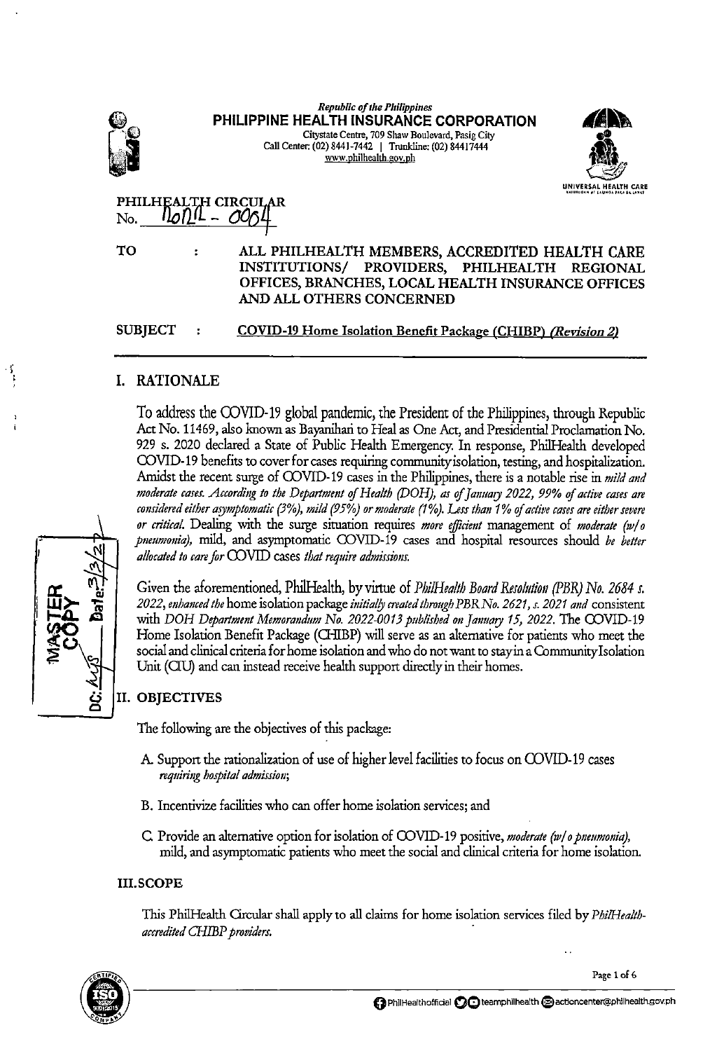Republic of the Philippines

**PHILIPPINE HEALTH INSURANCE CORPORATION**

Citystate Centre, 709 Shaw Boulevard, Pasig City

Call Center: (02) 8441-7442 | Trunkline: (02) 84417444

www.philhealth.gov.ph

UNIVERSAL HEALTH CARE

PHILHEALTH CIRCULAR

No. 2022 - 0004

TO : ALL PHILHEALTH MEMBERS, ACCREDITED HEALTH CARE INSTITUTIONS/ PROVIDERS, PHILHEALTH REGIONAL OFFICES, BRANCHES, LOCAL HEALTH INSURANCE OFFICES AND ALL OTHERS CONCERNED

SUBJECT : COVID-19 Home Isolation Benefit Package (CHIBP) *(Revision 2)*

## I. RATIONALE

To address the COVID-19 global pandemic, the President of the Philippines, through Republic Act No. 11469, also known as Bayanihan to Heal as One Act, and Presidential Proclamation No. 929 s. 2020 declared a State of Public Health Emergency. In response, PhilHealth developed COVID-19 benefits to cover for cases requiring community isolation, testing, and hospitalization. Amidst the recent surge of COVID-19 cases in the Philippines, there is a notable rise in *mild and moderate cases. According to the Department of Health (DOH), as of January 2022, 99% of active cases are considered either asymptomatic (3%), mild (95%) or moderate (1%). Less than 1% of active cases are either severe or critical.* Dealing with the surge situation requires *more efficient* management of *moderate (w/o pneumonia),* mild, and asymptomatic COVID-19 cases and hospital resources should *be better allocated to care for* COVID cases *that require admissions.*

Given the aforementioned, PhilHealth, by virtue of *PhilHealth Board Resolution (PBR) No. 2684 s. 2022, enhanced the* home isolation package *initially created through PBR No. 2621, s. 2021 and* consistent with *DOH Department Memorandum No. 2022-0013 published on January 15, 2022.* The COVID-19 Home Isolation Benefit Package (CHIBP) will serve as an alternative for patients who meet the social and clinical criteria for home isolation and who do not want to stay in a Community Isolation Unit (CIU) and can instead receive health support directly in their homes.

## II. OBJECTIVES

The following are the objectives of this package:

A. Support the rationalization of use of higher level facilities to focus on COVID-19 cases *requiring hospital admission*;

B. Incentivize facilities who can offer home isolation services; and

C. Provide an alternative option for isolation of COVID-19 positive, *moderate (w/o pneumonia),* mild, and asymptomatic patients who meet the social and clinical criteria for home isolation.

## III. SCOPE

This PhilHealth Circular shall apply to all claims for home isolation services filed by *PhilHealth-accredited CHIBP providers.*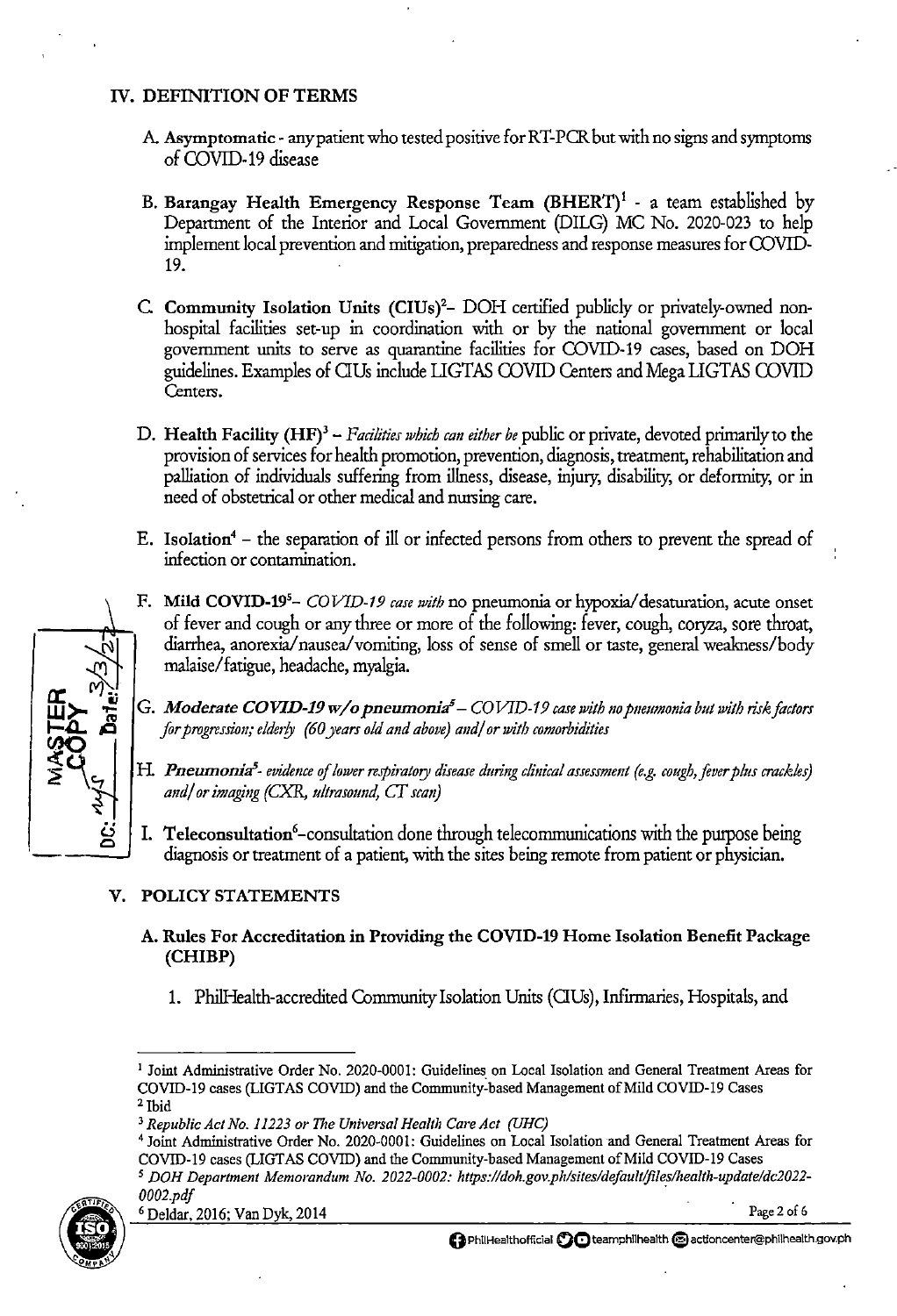## IV. DEFINITION OF TERMS

A. **Asymptomatic** - any patient who tested positive for RT-PCR but with no signs and symptoms of COVID-19 disease

B. **Barangay Health Emergency Response Team (BHERT)**[1] - a team established by Department of the Interior and Local Government (DILG) MC No. 2020-023 to help implement local prevention and mitigation, preparedness and response measures for COVID-19.

C. **Community Isolation Units (CIUs)**[2]– DOH certified publicly or privately-owned non-hospital facilities set-up in coordination with or by the national government or local government units to serve as quarantine facilities for COVID-19 cases, based on DOH guidelines. Examples of CIUs include LIGTAS COVID Centers and Mega LIGTAS COVID Centers.

D. **Health Facility (HF)**[3] – *Facilities which can either be* public or private, devoted primarily to the provision of services for health promotion, prevention, diagnosis, treatment, rehabilitation and palliation of individuals suffering from illness, disease, injury, disability, or deformity, or in need of obstetrical or other medical and nursing care.

E. **Isolation**[4] – the separation of ill or infected persons from others to prevent the spread of infection or contamination.

F. **Mild COVID-19**[5]– *COVID-19 case with* no pneumonia or hypoxia/desaturation, acute onset of fever and cough or any three or more of the following: fever, cough, coryza, sore throat, diarrhea, anorexia/nausea/vomiting, loss of sense of smell or taste, general weakness/body malaise/fatigue, headache, myalgia.

G. ***Moderate COVID-19 w/o pneumonia***[5] – *COVID-19 case with no pneumonia but with risk factors for progression; elderly (60 years old and above) and/or with comorbidities*

H. ***Pneumonia***[5]*- evidence of lower respiratory disease during clinical assessment (e.g. cough, fever plus crackles) and/or imaging (CXR, ultrasound, CT scan)*

I. **Teleconsultation**[6]–consultation done through telecommunications with the purpose being diagnosis or treatment of a patient, with the sites being remote from patient or physician.

## V. POLICY STATEMENTS

### A. Rules For Accreditation in Providing the COVID-19 Home Isolation Benefit Package (CHIBP)

1. PhilHealth-accredited Community Isolation Units (CIUs), Infirmaries, Hospitals, and

---

[1] Joint Administrative Order No. 2020-0001: Guidelines on Local Isolation and General Treatment Areas for COVID-19 cases (LIGTAS COVID) and the Community-based Management of Mild COVID-19 Cases

[2] Ibid

[3] *Republic Act No. 11223 or The Universal Health Care Act (UHC)*

[4] Joint Administrative Order No. 2020-0001: Guidelines on Local Isolation and General Treatment Areas for COVID-19 cases (LIGTAS COVID) and the Community-based Management of Mild COVID-19 Cases

[5] *DOH Department Memorandum No. 2022-0002: https://doh.gov.ph/sites/default/files/health-update/dc2022-0002.pdf*

[6] Deldar, 2016; Van Dyk, 2014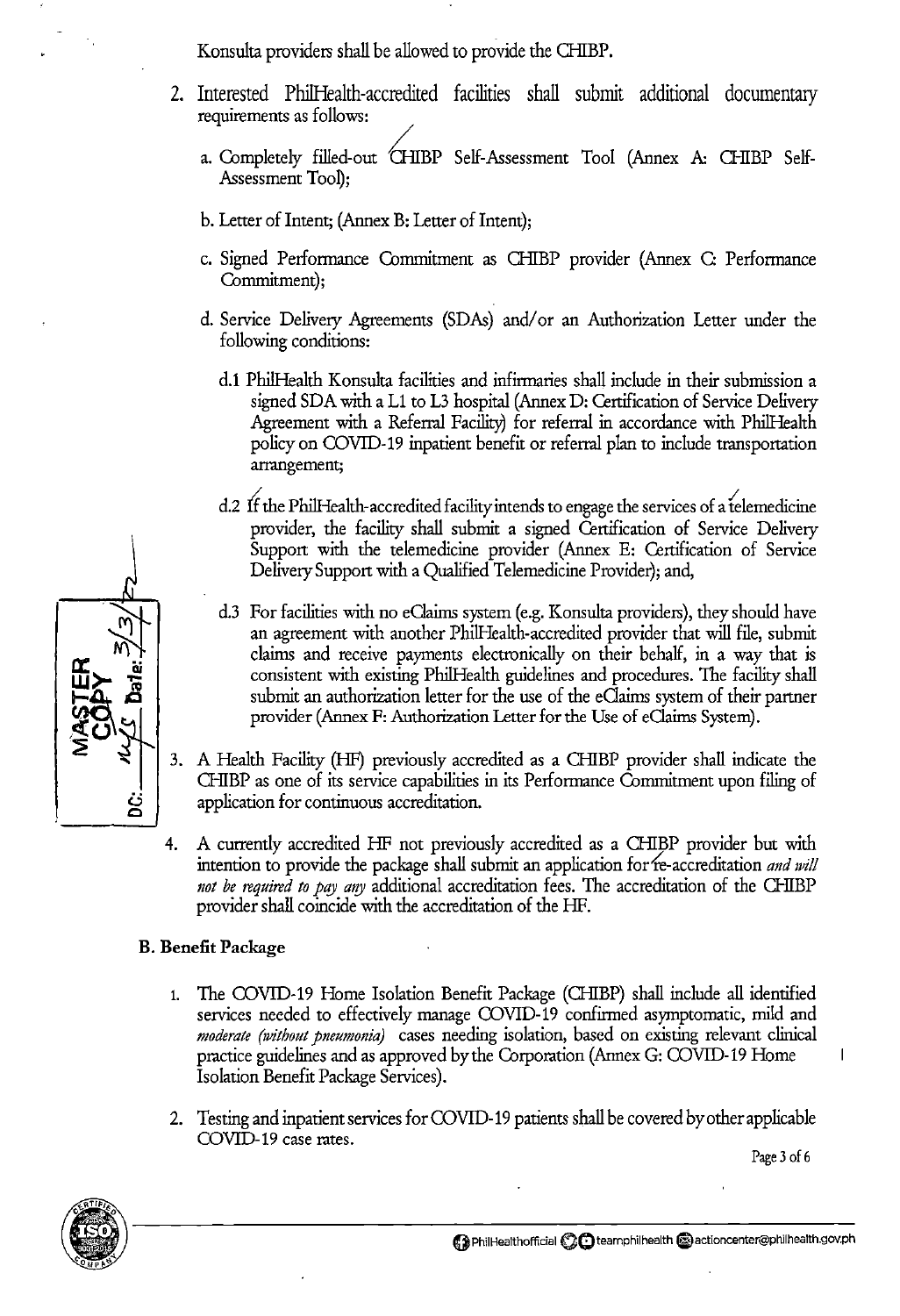Konsulta providers shall be allowed to provide the CHIBP.

2. Interested PhilHealth-accredited facilities shall submit additional documentary requirements as follows:

   a. Completely filled-out CHIBP Self-Assessment Tool (Annex A: CHIBP Self-Assessment Tool);

   b. Letter of Intent; (Annex B: Letter of Intent);

   c. Signed Performance Commitment as CHIBP provider (Annex C: Performance Commitment);

   d. Service Delivery Agreements (SDAs) and/or an Authorization Letter under the following conditions:

      d.1 PhilHealth Konsulta facilities and infirmaries shall include in their submission a signed SDA with a L1 to L3 hospital (Annex D: Certification of Service Delivery Agreement with a Referral Facility) for referral in accordance with PhilHealth policy on COVID-19 inpatient benefit or referral plan to include transportation arrangement;

      d.2 If the PhilHealth-accredited facility intends to engage the services of a telemedicine provider, the facility shall submit a signed Certification of Service Delivery Support with the telemedicine provider (Annex E: Certification of Service Delivery Support with a Qualified Telemedicine Provider); and,

      d.3 For facilities with no eClaims system (e.g. Konsulta providers), they should have an agreement with another PhilHealth-accredited provider that will file, submit claims and receive payments electronically on their behalf, in a way that is consistent with existing PhilHealth guidelines and procedures. The facility shall submit an authorization letter for the use of the eClaims system of their partner provider (Annex F: Authorization Letter for the Use of eClaims System).

3. A Health Facility (HF) previously accredited as a CHIBP provider shall indicate the CHIBP as one of its service capabilities in its Performance Commitment upon filing of application for continuous accreditation.

4. A currently accredited HF not previously accredited as a CHIBP provider but with intention to provide the package shall submit an application for re-accreditation *and will not be required to pay any* additional accreditation fees. The accreditation of the CHIBP provider shall coincide with the accreditation of the HF.

**B. Benefit Package**

1. The COVID-19 Home Isolation Benefit Package (CHIBP) shall include all identified services needed to effectively manage COVID-19 confirmed asymptomatic, mild and *moderate (without pneumonia)* cases needing isolation, based on existing relevant clinical practice guidelines and as approved by the Corporation (Annex G: COVID-19 Home Isolation Benefit Package Services).

2. Testing and inpatient services for COVID-19 patients shall be covered by other applicable COVID-19 case rates.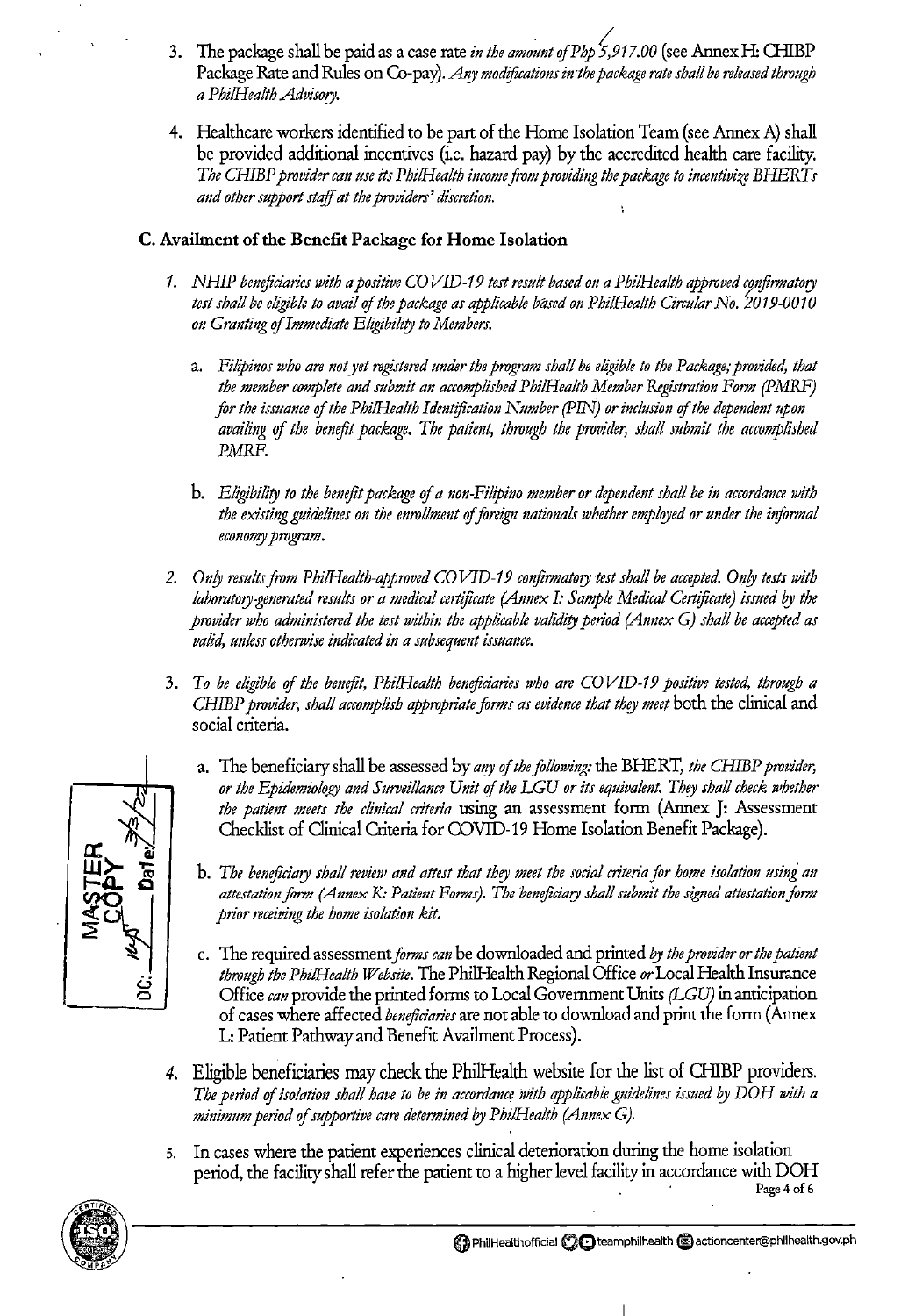3. The package shall be paid as a case rate *in the amount of Php 5,917.00* (see Annex H: CHIBP Package Rate and Rules on Co-pay). *Any modifications in the package rate shall be released through a PhilHealth Advisory.*

4. Healthcare workers identified to be part of the Home Isolation Team (see Annex A) shall be provided additional incentives (i.e. hazard pay) by the accredited health care facility. *The CHIBP provider can use its PhilHealth income from providing the package to incentivize BHERTs and other support staff at the providers' discretion.*

### C. Availment of the Benefit Package for Home Isolation

1. *NHIP beneficiaries with a positive COVID-19 test result based on a PhilHealth approved confirmatory test shall be eligible to avail of the package as applicable based on PhilHealth Circular No. 2019-0010 on Granting of Immediate Eligibility to Members.*

   a. *Filipinos who are not yet registered under the program shall be eligible to the Package; provided, that the member complete and submit an accomplished PhilHealth Member Registration Form (PMRF) for the issuance of the PhilHealth Identification Number (PIN) or inclusion of the dependent upon availing of the benefit package. The patient, through the provider, shall submit the accomplished PMRF.*

   b. *Eligibility to the benefit package of a non-Filipino member or dependent shall be in accordance with the existing guidelines on the enrollment of foreign nationals whether employed or under the informal economy program.*

2. *Only results from PhilHealth-approved COVID-19 confirmatory test shall be accepted. Only tests with laboratory-generated results or a medical certificate (Annex I: Sample Medical Certificate) issued by the provider who administered the test within the applicable validity period (Annex G) shall be accepted as valid, unless otherwise indicated in a subsequent issuance.*

3. *To be eligible of the benefit, PhilHealth beneficiaries who are COVID-19 positive tested, through a CHIBP provider, shall accomplish appropriate forms as evidence that they meet* both the clinical and social criteria.

   a. The beneficiary shall be assessed by *any of the following:* the BHERT, *the CHIBP provider, or the Epidemiology and Surveillance Unit of the LGU or its equivalent. They shall check whether the patient meets the clinical criteria* using an assessment form (Annex J: Assessment Checklist of Clinical Criteria for COVID-19 Home Isolation Benefit Package).

   b. *The beneficiary shall review and attest that they meet the social criteria for home isolation using an attestation form (Annex K: Patient Forms). The beneficiary shall submit the signed attestation form prior receiving the home isolation kit.*

   c. The required assessment *forms can* be downloaded and printed *by the provider or the patient through the PhilHealth Website.* The PhilHealth Regional Office *or* Local Health Insurance Office *can* provide the printed forms to Local Government Units *(LGU)* in anticipation of cases where affected *beneficiaries* are not able to download and print the form (Annex L: Patient Pathway and Benefit Availment Process).

4. Eligible beneficiaries may check the PhilHealth website for the list of CHIBP providers. *The period of isolation shall have to be in accordance with applicable guidelines issued by DOH with a minimum period of supportive care determined by PhilHealth (Annex G).*

5. In cases where the patient experiences clinical deterioration during the home isolation period, the facility shall refer the patient to a higher level facility in accordance with DOH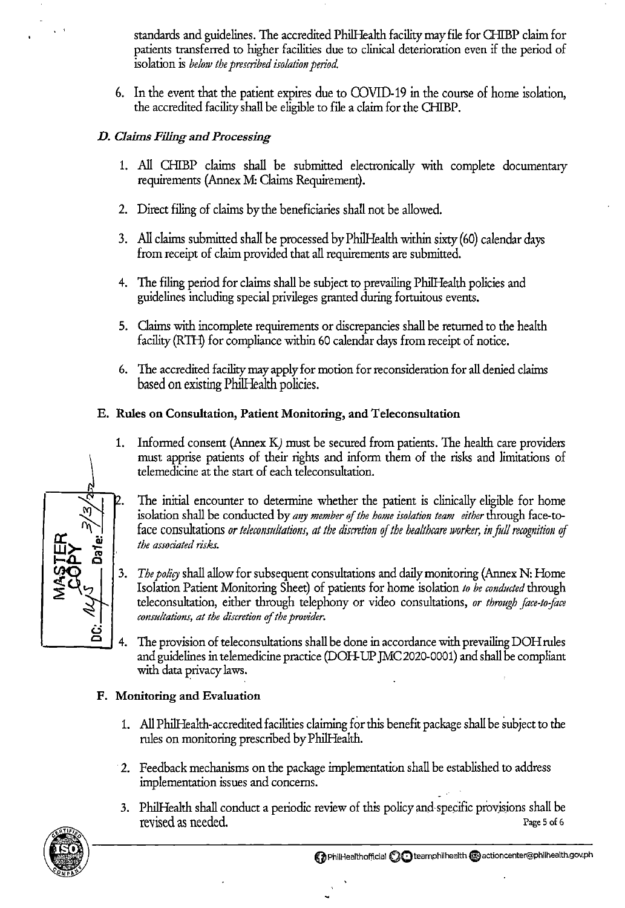standards and guidelines. The accredited PhilHealth facility may file for CHIBP claim for patients transferred to higher facilities due to clinical deterioration even if the period of isolation is *below the prescribed isolation period.*

6. In the event that the patient expires due to COVID-19 in the course of home isolation, the accredited facility shall be eligible to file a claim for the CHIBP.

### *D. Claims Filing and Processing*

1. All CHIBP claims shall be submitted electronically with complete documentary requirements (Annex M: Claims Requirement).

2. Direct filing of claims by the beneficiaries shall not be allowed.

3. All claims submitted shall be processed by PhilHealth within sixty (60) calendar days from receipt of claim provided that all requirements are submitted.

4. The filing period for claims shall be subject to prevailing PhilHealth policies and guidelines including special privileges granted during fortuitous events.

5. Claims with incomplete requirements or discrepancies shall be returned to the health facility (RTH) for compliance within 60 calendar days from receipt of notice.

6. The accredited facility may apply for motion for reconsideration for all denied claims based on existing PhilHealth policies.

### E. Rules on Consultation, Patient Monitoring, and Teleconsultation

1. Informed consent (Annex K) must be secured from patients. The health care providers must apprise patients of their rights and inform them of the risks and limitations of telemedicine at the start of each teleconsultation.

2. The initial encounter to determine whether the patient is clinically eligible for home isolation shall be conducted by *any member of the home isolation team either* through face-to-face consultations *or teleconsultations, at the discretion of the healthcare worker, in full recognition of the associated risks.*

3. *The policy* shall allow for subsequent consultations and daily monitoring (Annex N: Home Isolation Patient Monitoring Sheet) of patients for home isolation *to be conducted* through teleconsultation, either through telephony or video consultations, *or through face-to-face consultations, at the discretion of the provider.*

4. The provision of teleconsultations shall be done in accordance with prevailing DOH rules and guidelines in telemedicine practice (DOH-UP JMC 2020-0001) and shall be compliant with data privacy laws.

### F. Monitoring and Evaluation

1. All PhilHealth-accredited facilities claiming for this benefit package shall be subject to the rules on monitoring prescribed by PhilHealth.

2. Feedback mechanisms on the package implementation shall be established to address implementation issues and concerns.

3. PhilHealth shall conduct a periodic review of this policy and specific provisions shall be revised as needed.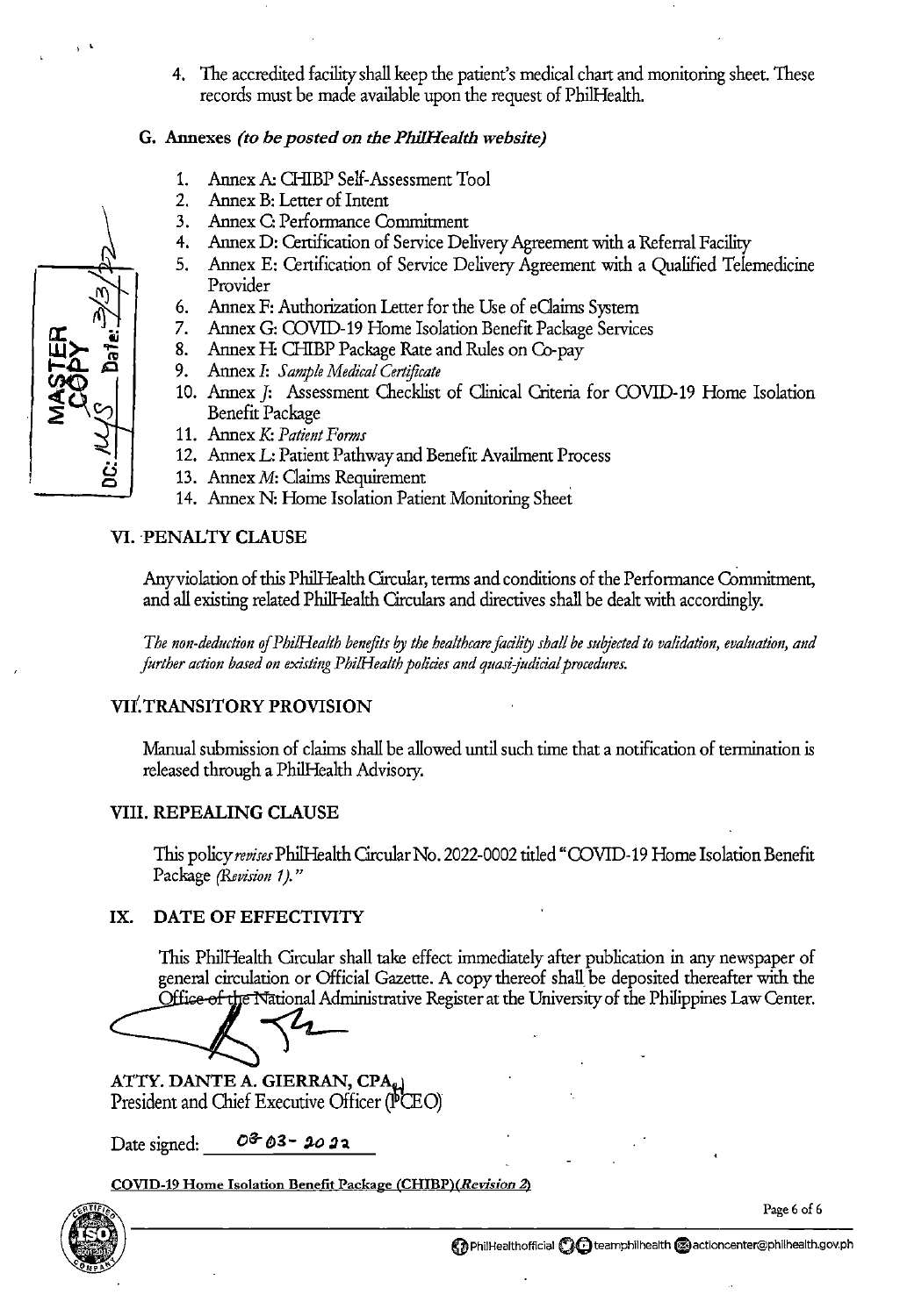4. The accredited facility shall keep the patient's medical chart and monitoring sheet. These records must be made available upon the request of PhilHealth.

### G. Annexes *(to be posted on the PhilHealth website)*

1. Annex A: CHIBP Self-Assessment Tool
2. Annex B: Letter of Intent
3. Annex C: Performance Commitment
4. Annex D: Certification of Service Delivery Agreement with a Referral Facility
5. Annex E: Certification of Service Delivery Agreement with a Qualified Telemedicine Provider
6. Annex F: Authorization Letter for the Use of eClaims System
7. Annex G: COVID-19 Home Isolation Benefit Package Services
8. Annex H: CHIBP Package Rate and Rules on Co-pay
9. Annex I: *Sample Medical Certificate*
10. Annex J: Assessment Checklist of Clinical Criteria for COVID-19 Home Isolation Benefit Package
11. Annex K: *Patient Forms*
12. Annex L: Patient Pathway and Benefit Availment Process
13. Annex M: Claims Requirement
14. Annex N: Home Isolation Patient Monitoring Sheet

## VI. PENALTY CLAUSE

Any violation of this PhilHealth Circular, terms and conditions of the Performance Commitment, and all existing related PhilHealth Circulars and directives shall be dealt with accordingly.

*The non-deduction of PhilHealth benefits by the healthcare facility shall be subjected to validation, evaluation, and further action based on existing PhilHealth policies and quasi-judicial procedures.*

## VII. TRANSITORY PROVISION

Manual submission of claims shall be allowed until such time that a notification of termination is released through a PhilHealth Advisory.

## VIII. REPEALING CLAUSE

This policy *revises* PhilHealth Circular No. 2022-0002 titled "COVID-19 Home Isolation Benefit Package *(Revision 1).*"

## IX. DATE OF EFFECTIVITY

This PhilHealth Circular shall take effect immediately after publication in any newspaper of general circulation or Official Gazette. A copy thereof shall be deposited thereafter with the Office of the National Administrative Register at the University of the Philippines Law Center.

**ATTY. DANTE A. GIERRAN, CPA**
President and Chief Executive Officer (PCEO)

Date signed: 03-03-2022

**COVID-19 Home Isolation Benefit Package (CHIBP)** ***(Revision 2)***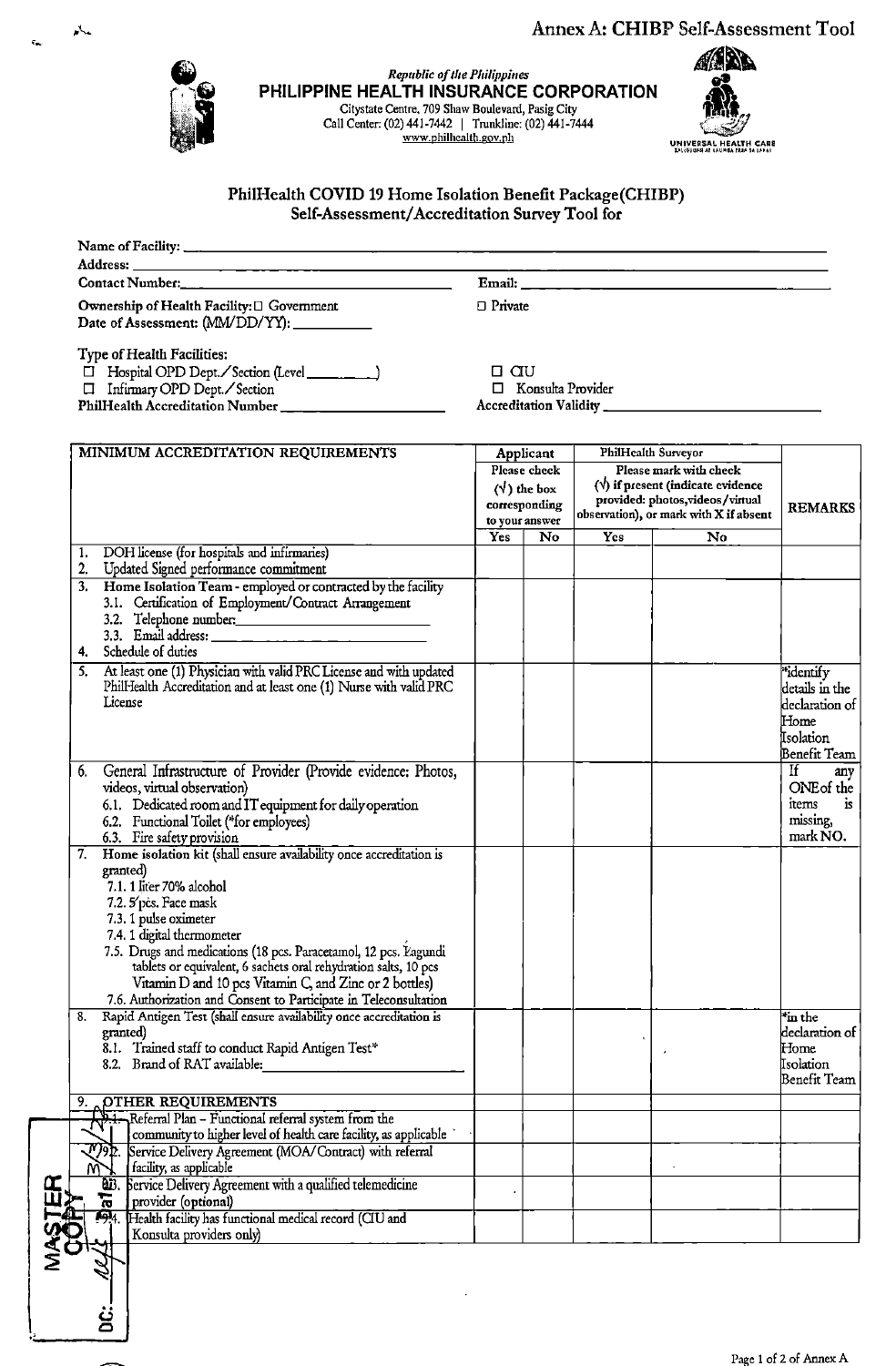Annex A: CHIBP Self-Assessment Tool

*Republic of the Philippines*
**PHILIPPINE HEALTH INSURANCE CORPORATION**
Citystate Centre, 709 Shaw Boulevard, Pasig City
Call Center: (02) 441-7442 | Trunkline: (02) 441-7444
www.philhealth.gov.ph

UNIVERSAL HEALTH CARE

## PhilHealth COVID 19 Home Isolation Benefit Package(CHIBP) Self-Assessment/Accreditation Survey Tool for

Name of Facility: ______________________________
Address: ______________________________
Contact Number: ______________________________ Email: ______________________________
Ownership of Health Facility: ☐ Government ☐ Private
Date of Assessment: (MM/DD/YY): __________

Type of Health Facilities:
☐ Hospital OPD Dept./Section (Level ________) ☐ CIU
☐ Infirmary OPD Dept./Section ☐ Konsulta Provider
PhilHealth Accreditation Number ______________________ Accreditation Validity ______________________

| MINIMUM ACCREDITATION REQUIREMENTS | Applicant Please check (√) the box corresponding to your answer | | PhilHealth Surveyor Please mark with check (√) if present (indicate evidence provided: photos,videos/virtual observation), or mark with X if absent | | REMARKS |
|---|---|---|---|---|---|
| | Yes | No | Yes | No | |
| 1. DOH license (for hospitals and infirmaries)<br>2. Updated Signed performance commitment | | | | | |
| 3. Home Isolation Team - employed or contracted by the facility<br>3.1. Certification of Employment/Contract Arrangement<br>3.2. Telephone number: ____________<br>3.3. Email address: ____________<br>4. Schedule of duties | | | | | |
| 5. At least one (1) Physician with valid PRC License and with updated PhilHealth Accreditation and at least one (1) Nurse with valid PRC License | | | | | *identify details in the declaration of Home Isolation Benefit Team |
| 6. General Infrastructure of Provider (Provide evidence: Photos, videos, virtual observation)<br>6.1. Dedicated room and IT equipment for daily operation<br>6.2. Functional Toilet (*for employees)<br>6.3. Fire safety provision | | | | | If any ONE of the items is missing, mark NO. |
| 7. Home isolation kit (shall ensure availability once accreditation is granted)<br>7.1. 1 liter 70% alcohol<br>7.2. 5 pcs. Face mask<br>7.3. 1 pulse oximeter<br>7.4. 1 digital thermometer<br>7.5. Drugs and medications (18 pcs. Paracetamol, 12 pcs. Lagundi tablets or equivalent, 6 sachets oral rehydration salts, 10 pcs Vitamin D and 10 pcs Vitamin C, and Zinc or 2 bottles)<br>7.6. Authorization and Consent to Participate in Teleconsultation | | | | | |
| 8. Rapid Antigen Test (shall ensure availability once accreditation is granted)<br>8.1. Trained staff to conduct Rapid Antigen Test*<br>8.2. Brand of RAT available: ____________ | | | | | *in the declaration of Home Isolation Benefit Team |
| 9. OTHER REQUIREMENTS | | | | | |
| 9.1. Referral Plan – Functional referral system from the community to higher level of health care facility, as applicable | | | | | |
| 9.2. Service Delivery Agreement (MOA/Contract) with referral facility, as applicable | | | | | |
| 9.3. Service Delivery Agreement with a qualified telemedicine provider (optional) | | | | | |
| 9.4. Health facility has functional medical record (CIU and Konsulta providers only) | | | | | |

MASTER COPY
DC: ______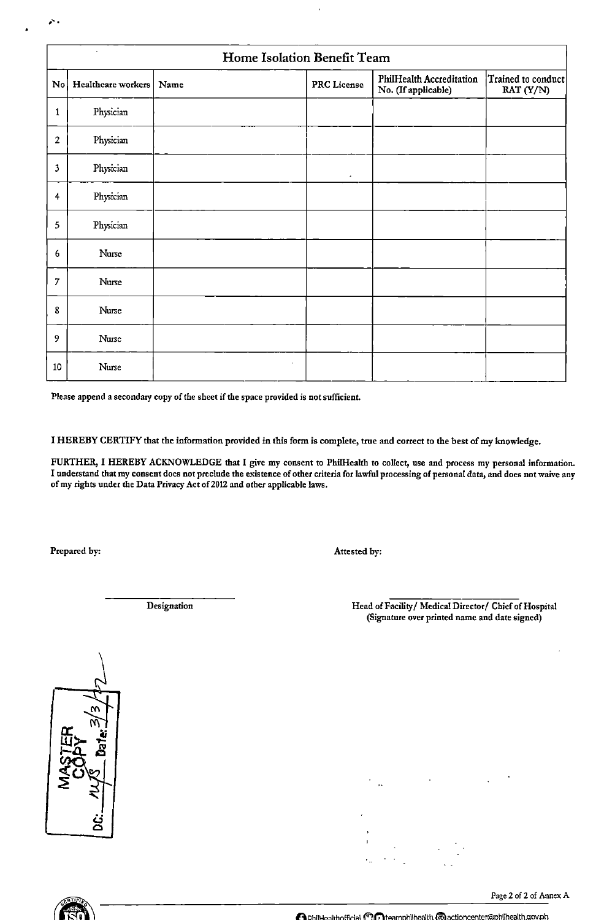| Home Isolation Benefit Team | | | | | |
|---|---|---|---|---|---|
| No | Healthcare workers | Name | PRC License | PhilHealth Accreditation No. (If applicable) | Trained to conduct RAT (Y/N) |
| 1 | Physician | | | | |
| 2 | Physician | | | | |
| 3 | Physician | | | | |
| 4 | Physician | | | | |
| 5 | Physician | | | | |
| 6 | Nurse | | | | |
| 7 | Nurse | | | | |
| 8 | Nurse | | | | |
| 9 | Nurse | | | | |
| 10 | Nurse | | | | |

Please append a secondary copy of the sheet if the space provided is not sufficient.

I HEREBY CERTIFY that the information provided in this form is complete, true and correct to the best of my knowledge.

FURTHER, I HEREBY ACKNOWLEDGE that I give my consent to PhilHealth to collect, use and process my personal information. I understand that my consent does not preclude the existence of other criteria for lawful processing of personal data, and does not waive any of my rights under the Data Privacy Act of 2012 and other applicable laws.

Prepared by:

_______________________
Designation

Attested by:

_______________________
Head of Facility/ Medical Director/ Chief of Hospital
(Signature over printed name and date signed)

MASTER COPY
DC: NJS Date: 3/3/22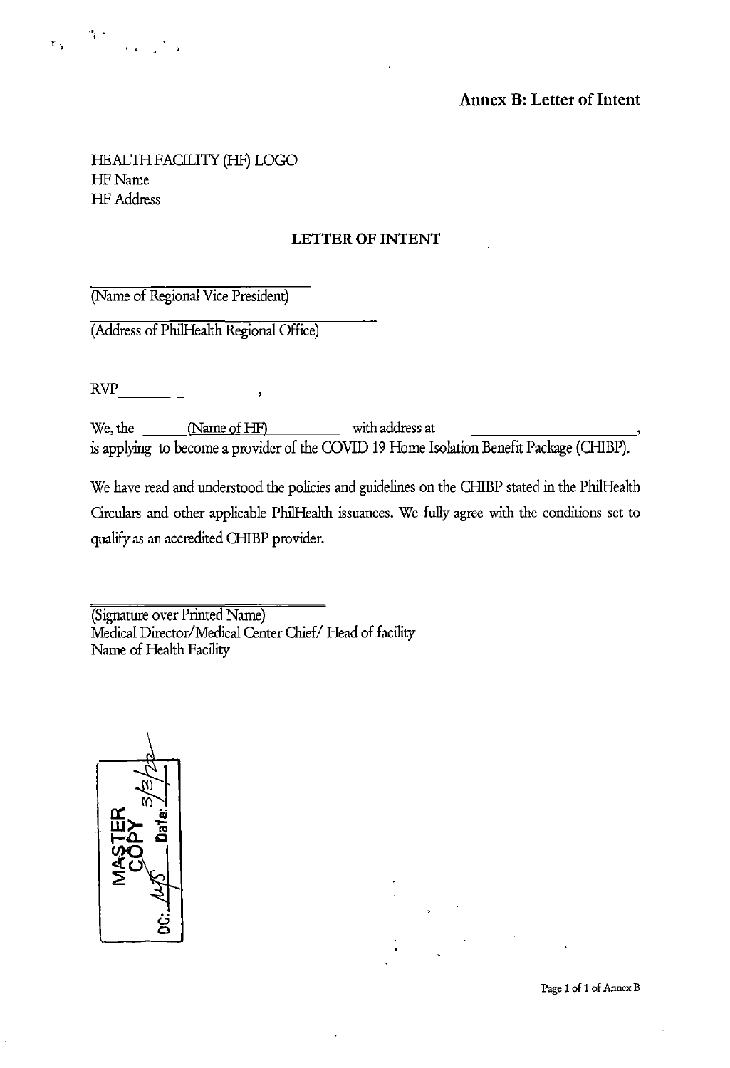## Annex B: Letter of Intent

HEALTH FACILITY (HF) LOGO
HF Name
HF Address

**LETTER OF INTENT**

_______________________________
(Name of Regional Vice President)

__________________________________
(Address of PhilHealth Regional Office)

RVP_________________,

We, the ______(Name of HF)__________ with address at ________________________, is applying to become a provider of the COVID 19 Home Isolation Benefit Package (CHIBP).

We have read and understood the policies and guidelines on the CHIBP stated in the PhilHealth Circulars and other applicable PhilHealth issuances. We fully agree with the conditions set to qualify as an accredited CHIBP provider.

_______________________________
(Signature over Printed Name)
Medical Director/Medical Center Chief/ Head of facility
Name of Health Facility

MASTER COPY
DC: ________ Date: 3/3/22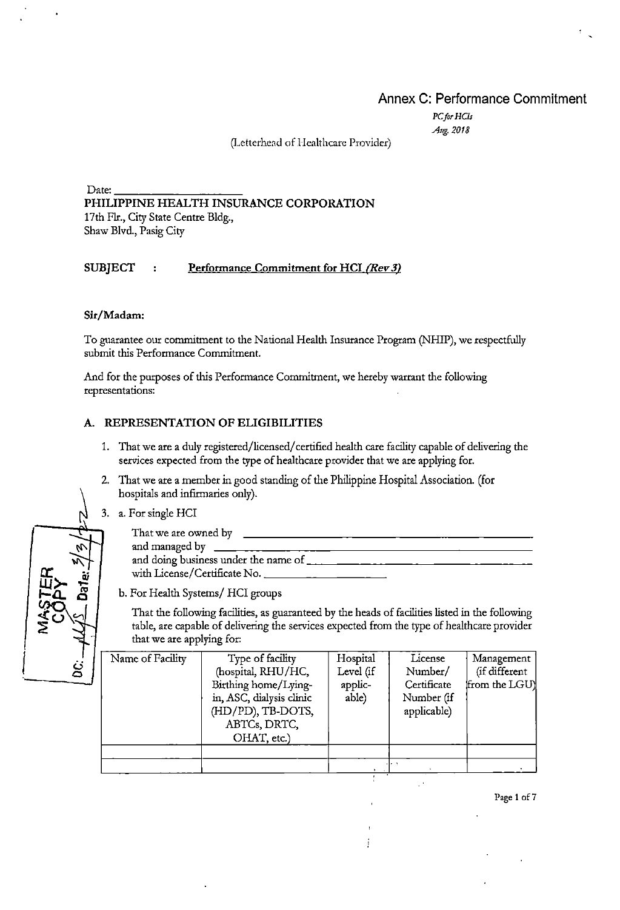# Annex C: Performance Commitment

*PC for HCIs*
*Aug. 2018*

(Letterhead of Healthcare Provider)

Date: ____________________

**PHILIPPINE HEALTH INSURANCE CORPORATION**
17th Flr., City State Centre Bldg.,
Shaw Blvd., Pasig City

**SUBJECT : Performance Commitment for HCI *(Rev 3)***

**Sir/Madam:**

To guarantee our commitment to the National Health Insurance Program (NHIP), we respectfully submit this Performance Commitment.

And for the purposes of this Performance Commitment, we hereby warrant the following representations:

## A. REPRESENTATION OF ELIGIBILITIES

1. That we are a duly registered/licensed/certified health care facility capable of delivering the services expected from the type of healthcare provider that we are applying for.
2. That we are a member in good standing of the Philippine Hospital Association. (for hospitals and infirmaries only).
3. a. For single HCI

   That we are owned by ________________________________________
   and managed by ________________________________________
   and doing business under the name of ________________________________________
   with License/Certificate No. ____________________

   b. For Health Systems/ HCI groups

   That the following facilities, as guaranteed by the heads of facilities listed in the following table, are capable of delivering the services expected from the type of healthcare provider that we are applying for:

| Name of Facility | Type of facility (hospital, RHU/HC, Birthing home/Lying-in, ASC, dialysis clinic (HD/PD), TB-DOTS, ABTCs, DRTC, OHAT, etc.) | Hospital Level (if applicable) | License Number/ Certificate Number (if applicable) | Management (if different from the LGU) |
|---|---|---|---|---|
| | | | | |
| | | | | |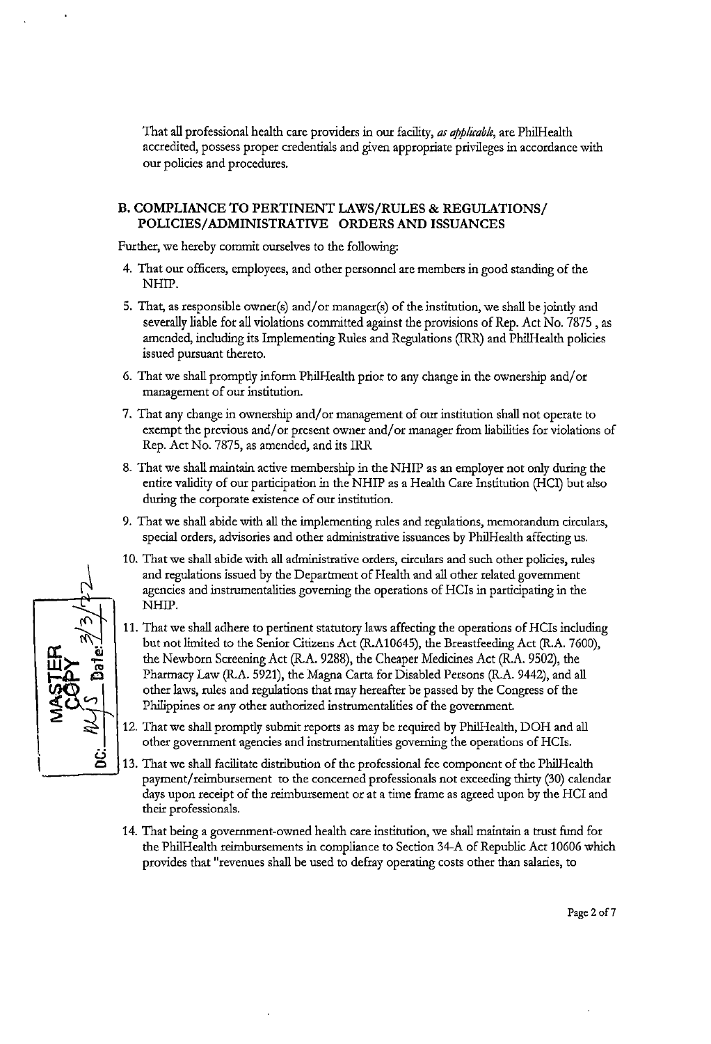That all professional health care providers in our facility, *as applicable*, are PhilHealth accredited, possess proper credentials and given appropriate privileges in accordance with our policies and procedures.

### B. COMPLIANCE TO PERTINENT LAWS/RULES & REGULATIONS/ POLICIES/ADMINISTRATIVE ORDERS AND ISSUANCES

Further, we hereby commit ourselves to the following:

4. That our officers, employees, and other personnel are members in good standing of the NHIP.
5. That, as responsible owner(s) and/or manager(s) of the institution, we shall be jointly and severally liable for all violations committed against the provisions of Rep. Act No. 7875 , as amended, including its Implementing Rules and Regulations (IRR) and PhilHealth policies issued pursuant thereto.
6. That we shall promptly inform PhilHealth prior to any change in the ownership and/or management of our institution.
7. That any change in ownership and/or management of our institution shall not operate to exempt the previous and/or present owner and/or manager from liabilities for violations of Rep. Act No. 7875, as amended, and its IRR
8. That we shall maintain active membership in the NHIP as an employer not only during the entire validity of our participation in the NHIP as a Health Care Institution (HCI) but also during the corporate existence of our institution.
9. That we shall abide with all the implementing rules and regulations, memorandum circulars, special orders, advisories and other administrative issuances by PhilHealth affecting us.
10. That we shall abide with all administrative orders, circulars and such other policies, rules and regulations issued by the Department of Health and all other related government agencies and instrumentalities governing the operations of HCIs in participating in the NHIP.
11. That we shall adhere to pertinent statutory laws affecting the operations of HCIs including but not limited to the Senior Citizens Act (R.A10645), the Breastfeeding Act (R.A. 7600), the Newborn Screening Act (R.A. 9288), the Cheaper Medicines Act (R.A. 9502), the Pharmacy Law (R.A. 5921), the Magna Carta for Disabled Persons (R.A. 9442), and all other laws, rules and regulations that may hereafter be passed by the Congress of the Philippines or any other authorized instrumentalities of the government.
12. That we shall promptly submit reports as may be required by PhilHealth, DOH and all other government agencies and instrumentalities governing the operations of HCIs.
13. That we shall facilitate distribution of the professional fee component of the PhilHealth payment/reimbursement to the concerned professionals not exceeding thirty (30) calendar days upon receipt of the reimbursement or at a time frame as agreed upon by the HCI and their professionals.
14. That being a government-owned health care institution, we shall maintain a trust fund for the PhilHealth reimbursements in compliance to Section 34-A of Republic Act 10606 which provides that "revenues shall be used to defray operating costs other than salaries, to

MASTER COPY
DC: NJS Date: 3/3/22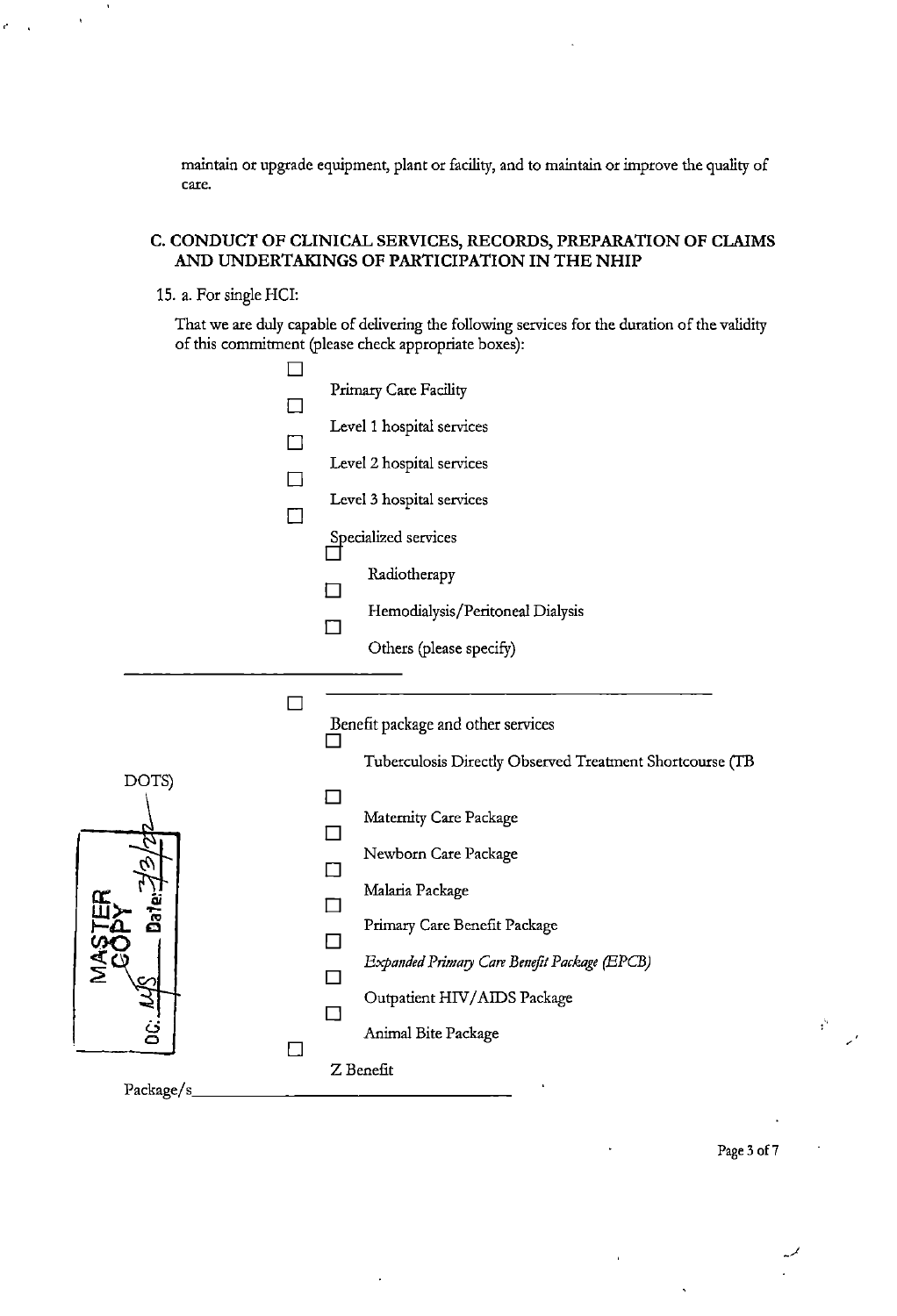maintain or upgrade equipment, plant or facility, and to maintain or improve the quality of care.

## C. CONDUCT OF CLINICAL SERVICES, RECORDS, PREPARATION OF CLAIMS AND UNDERTAKINGS OF PARTICIPATION IN THE NHIP

15. a. For single HCI:

That we are duly capable of delivering the following services for the duration of the validity of this commitment (please check appropriate boxes):

- ☐ Primary Care Facility
- ☐ Level 1 hospital services
- ☐ Level 2 hospital services
- ☐ Level 3 hospital services
- ☐ Specialized services
  - ☐ Radiotherapy
  - ☐ Hemodialysis/Peritoneal Dialysis
  - ☐ Others (please specify) ______________________________
- ☐ Benefit package and other services
  - ☐ Tuberculosis Directly Observed Treatment Shortcourse (TB DOTS)
  - ☐ Maternity Care Package
  - ☐ Newborn Care Package
  - ☐ Malaria Package
  - ☐ Primary Care Benefit Package
  - ☐ *Expanded Primary Care Benefit Package (EPCB)*
  - ☐ Outpatient HIV/AIDS Package
  - ☐ Animal Bite Package
- ☐ Z Benefit Package/s ______________________________

MASTER COPY Date: 7/3/22 DC: MJS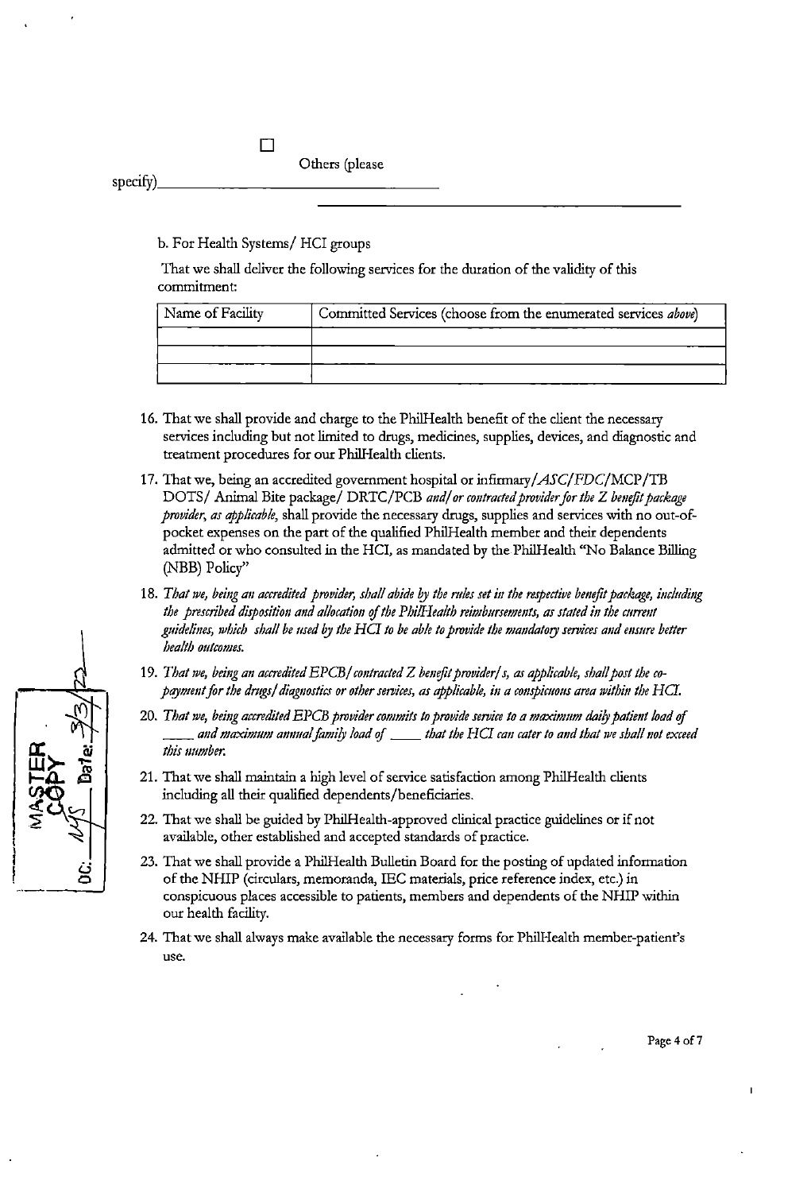☐ Others (please specify)________________________________

________________________________

b. For Health Systems/ HCI groups

That we shall deliver the following services for the duration of the validity of this commitment:

| Name of Facility | Committed Services (choose from the enumerated services *above*) |
|---|---|
| | |
| | |
| | |

16. That we shall provide and charge to the PhilHealth benefit of the client the necessary services including but not limited to drugs, medicines, supplies, devices, and diagnostic and treatment procedures for our PhilHealth clients.

17. That we, being an accredited government hospital or infirmary/*ASC/FDC*/MCP/TB DOTS/ Animal Bite package/ DRTC/PCB *and/or contracted provider for the Z benefit package provider, as applicable*, shall provide the necessary drugs, supplies and services with no out-of-pocket expenses on the part of the qualified PhilHealth member and their dependents admitted or who consulted in the HCI, as mandated by the PhilHealth "No Balance Billing (NBB) Policy"

18. *That we, being an accredited provider, shall abide by the rules set in the respective benefit package, including the prescribed disposition and allocation of the PhilHealth reimbursements, as stated in the current guidelines, which shall be used by the HCI to be able to provide the mandatory services and ensure better health outcomes.*

19. *That we, being an accredited EPCB/contracted Z benefit provider/s, as applicable, shall post the co-payment for the drugs/diagnostics or other services, as applicable, in a conspicuous area within the HCI.*

20. *That we, being accredited EPCB provider commits to provide service to a maximum daily patient load of ____ and maximum annual family load of ____ that the HCI can cater to and that we shall not exceed this number.*

21. That we shall maintain a high level of service satisfaction among PhilHealth clients including all their qualified dependents/beneficiaries.

22. That we shall be guided by PhilHealth-approved clinical practice guidelines or if not available, other established and accepted standards of practice.

23. That we shall provide a PhilHealth Bulletin Board for the posting of updated information of the NHIP (circulars, memoranda, IEC materials, price reference index, etc.) in conspicuous places accessible to patients, members and dependents of the NHIP within our health facility.

24. That we shall always make available the necessary forms for PhilHealth member-patient's use.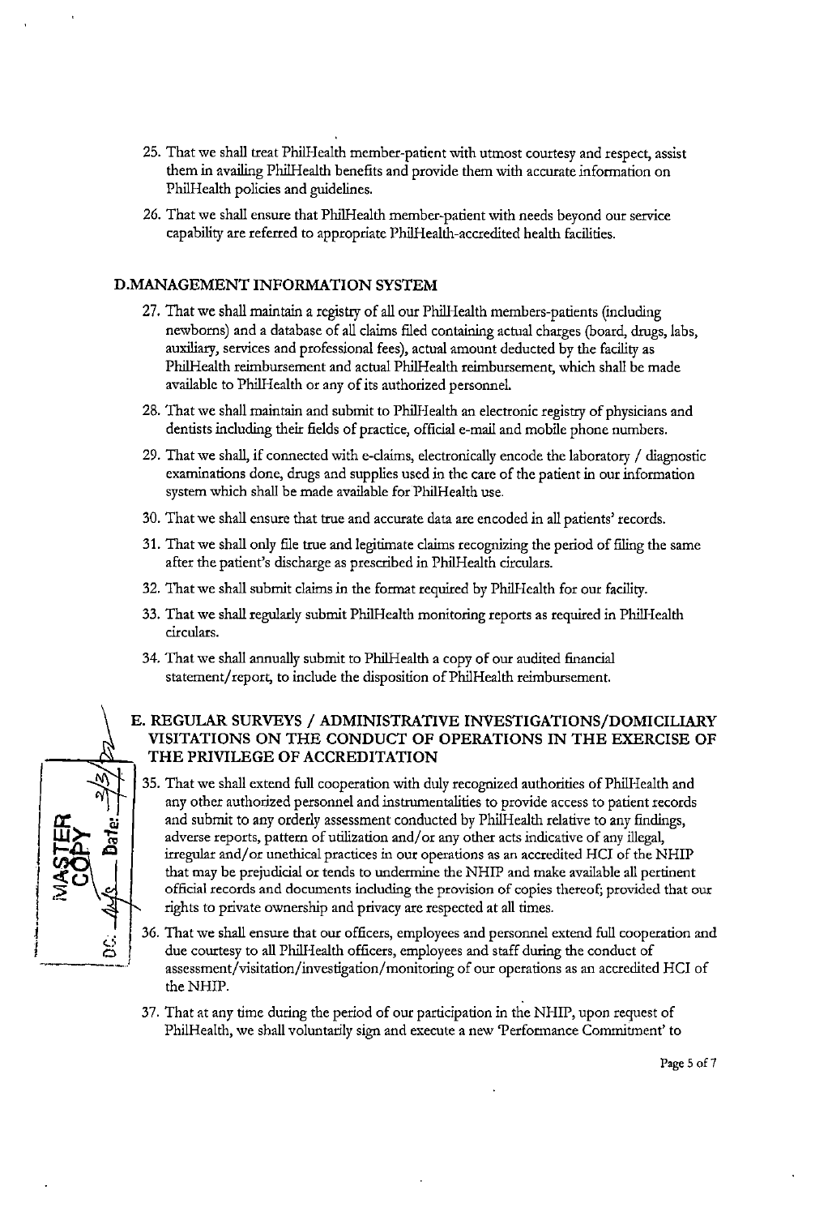25. That we shall treat PhilHealth member-patient with utmost courtesy and respect, assist them in availing PhilHealth benefits and provide them with accurate information on PhilHealth policies and guidelines.

26. That we shall ensure that PhilHealth member-patient with needs beyond our service capability are referred to appropriate PhilHealth-accredited health facilities.

### D.MANAGEMENT INFORMATION SYSTEM

27. That we shall maintain a registry of all our PhilHealth members-patients (including newborns) and a database of all claims filed containing actual charges (board, drugs, labs, auxiliary, services and professional fees), actual amount deducted by the facility as PhilHealth reimbursement and actual PhilHealth reimbursement, which shall be made available to PhilHealth or any of its authorized personnel.

28. That we shall maintain and submit to PhilHealth an electronic registry of physicians and dentists including their fields of practice, official e-mail and mobile phone numbers.

29. That we shall, if connected with e-claims, electronically encode the laboratory / diagnostic examinations done, drugs and supplies used in the care of the patient in our information system which shall be made available for PhilHealth use.

30. That we shall ensure that true and accurate data are encoded in all patients' records.

31. That we shall only file true and legitimate claims recognizing the period of filing the same after the patient's discharge as prescribed in PhilHealth circulars.

32. That we shall submit claims in the format required by PhilHealth for our facility.

33. That we shall regularly submit PhilHealth monitoring reports as required in PhilHealth circulars.

34. That we shall annually submit to PhilHealth a copy of our audited financial statement/report, to include the disposition of PhilHealth reimbursement.

### E. REGULAR SURVEYS / ADMINISTRATIVE INVESTIGATIONS/DOMICILIARY VISITATIONS ON THE CONDUCT OF OPERATIONS IN THE EXERCISE OF THE PRIVILEGE OF ACCREDITATION

35. That we shall extend full cooperation with duly recognized authorities of PhilHealth and any other authorized personnel and instrumentalities to provide access to patient records and submit to any orderly assessment conducted by PhilHealth relative to any findings, adverse reports, pattern of utilization and/or any other acts indicative of any illegal, irregular and/or unethical practices in our operations as an accredited HCI of the NHIP that may be prejudicial or tends to undermine the NHIP and make available all pertinent official records and documents including the provision of copies thereof; provided that our rights to private ownership and privacy are respected at all times.

36. That we shall ensure that our officers, employees and personnel extend full cooperation and due courtesy to all PhilHealth officers, employees and staff during the conduct of assessment/visitation/investigation/monitoring of our operations as an accredited HCI of the NHIP.

37. That at any time during the period of our participation in the NHIP, upon request of PhilHealth, we shall voluntarily sign and execute a new 'Performance Commitment' to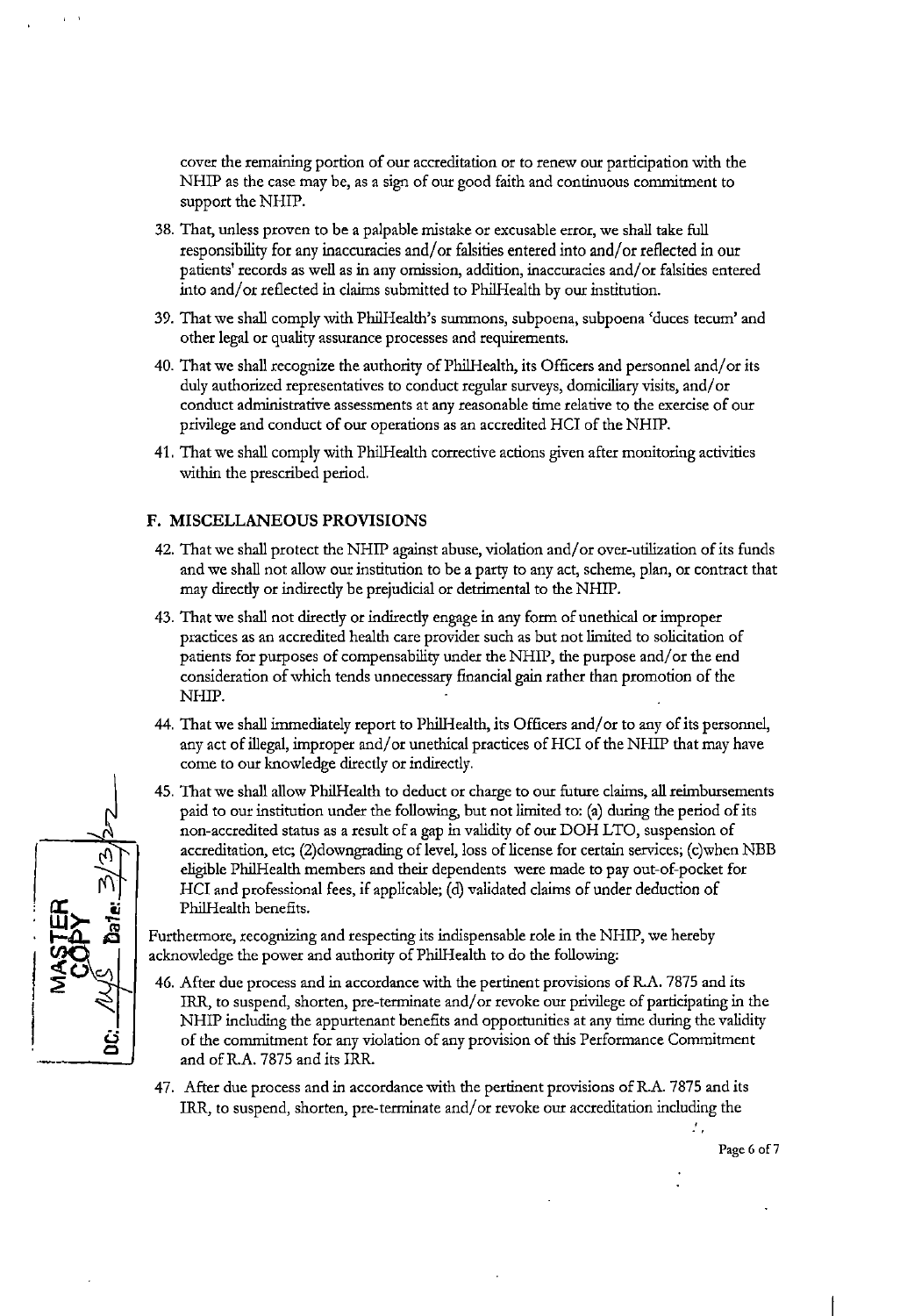cover the remaining portion of our accreditation or to renew our participation with the NHIP as the case may be, as a sign of our good faith and continuous commitment to support the NHIP.

38. That, unless proven to be a palpable mistake or excusable error, we shall take full responsibility for any inaccuracies and/or falsities entered into and/or reflected in our patients' records as well as in any omission, addition, inaccuracies and/or falsities entered into and/or reflected in claims submitted to PhilHealth by our institution.
39. That we shall comply with PhilHealth's summons, subpoena, subpoena 'duces tecum' and other legal or quality assurance processes and requirements.
40. That we shall recognize the authority of PhilHealth, its Officers and personnel and/or its duly authorized representatives to conduct regular surveys, domiciliary visits, and/or conduct administrative assessments at any reasonable time relative to the exercise of our privilege and conduct of our operations as an accredited HCI of the NHIP.
41. That we shall comply with PhilHealth corrective actions given after monitoring activities within the prescribed period.

### F. MISCELLANEOUS PROVISIONS

42. That we shall protect the NHIP against abuse, violation and/or over-utilization of its funds and we shall not allow our institution to be a party to any act, scheme, plan, or contract that may directly or indirectly be prejudicial or detrimental to the NHIP.
43. That we shall not directly or indirectly engage in any form of unethical or improper practices as an accredited health care provider such as but not limited to solicitation of patients for purposes of compensability under the NHIP, the purpose and/or the end consideration of which tends unnecessary financial gain rather than promotion of the NHIP.
44. That we shall immediately report to PhilHealth, its Officers and/or to any of its personnel, any act of illegal, improper and/or unethical practices of HCI of the NHIP that may have come to our knowledge directly or indirectly.
45. That we shall allow PhilHealth to deduct or charge to our future claims, all reimbursements paid to our institution under the following, but not limited to: (a) during the period of its non-accredited status as a result of a gap in validity of our DOH LTO, suspension of accreditation, etc; (2)downgrading of level, loss of license for certain services; (c)when NBB eligible PhilHealth members and their dependents were made to pay out-of-pocket for HCI and professional fees, if applicable; (d) validated claims of under deduction of PhilHealth benefits.

Furthermore, recognizing and respecting its indispensable role in the NHIP, we hereby acknowledge the power and authority of PhilHealth to do the following:

46. After due process and in accordance with the pertinent provisions of R.A. 7875 and its IRR, to suspend, shorten, pre-terminate and/or revoke our privilege of participating in the NHIP including the appurtenant benefits and opportunities at any time during the validity of the commitment for any violation of any provision of this Performance Commitment and of R.A. 7875 and its IRR.
47. After due process and in accordance with the pertinent provisions of R.A. 7875 and its IRR, to suspend, shorten, pre-terminate and/or revoke our accreditation including the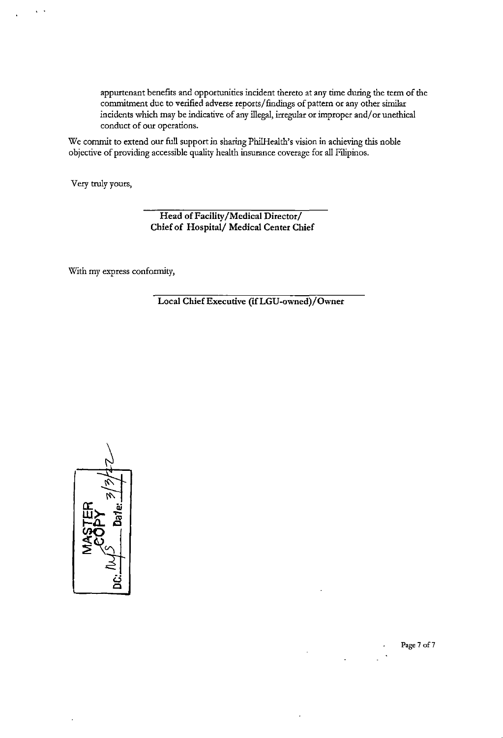appurtenant benefits and opportunities incident thereto at any time during the term of the commitment due to verified adverse reports/findings of pattern or any other similar incidents which may be indicative of any illegal, irregular or improper and/or unethical conduct of our operations.

We commit to extend our full support in sharing PhilHealth's vision in achieving this noble objective of providing accessible quality health insurance coverage for all Filipinos.

Very truly yours,

\_\_\_\_\_\_\_\_\_\_\_\_\_\_\_\_\_\_\_\_\_\_\_\_\_\_\_\_\_\_\_\_

**Head of Facility/Medical Director/**
**Chief of Hospital/ Medical Center Chief**

With my express conformity,

\_\_\_\_\_\_\_\_\_\_\_\_\_\_\_\_\_\_\_\_\_\_\_\_\_\_\_\_\_\_\_\_

**Local Chief Executive (if LGU-owned)/Owner**

MASTER COPY
DC: MJS Date: 3/3/22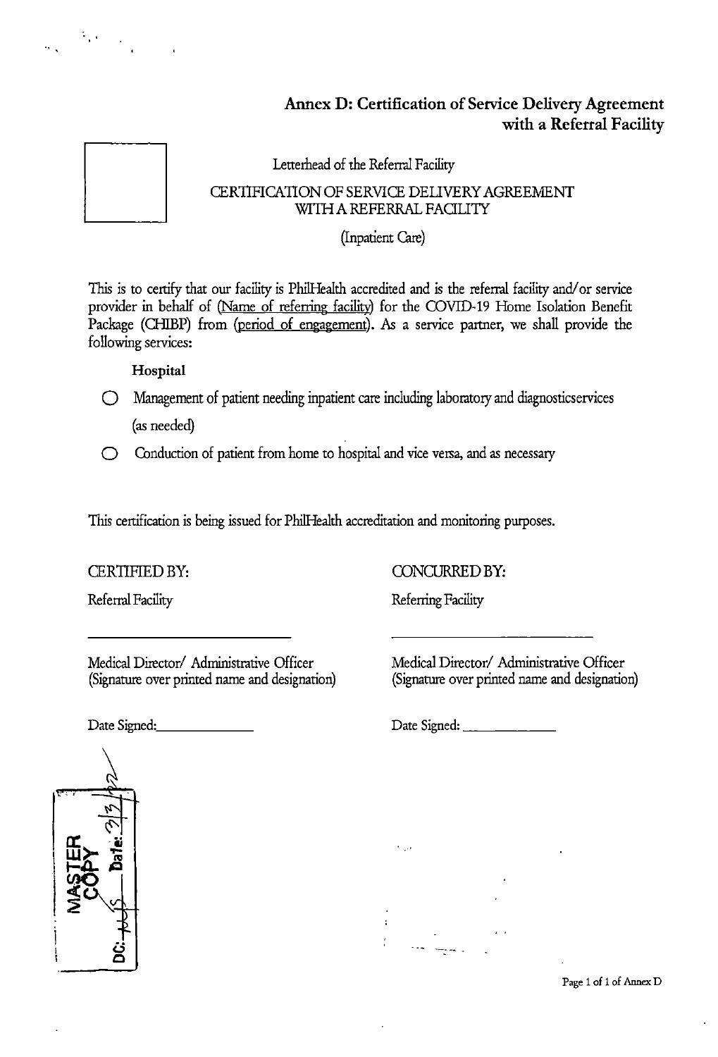## Annex D: Certification of Service Delivery Agreement with a Referral Facility

Letterhead of the Referral Facility

CERTIFICATION OF SERVICE DELIVERY AGREEMENT WITH A REFERRAL FACILITY

(Inpatient Care)

This is to certify that our facility is PhilHealth accredited and is the referral facility and/or service provider in behalf of (Name of referring facility) for the COVID-19 Home Isolation Benefit Package (CHIBP) from (period of engagement). As a service partner, we shall provide the following services:

**Hospital**

- ○ Management of patient needing inpatient care including laboratory and diagnosticservices (as needed)
- ○ Conduction of patient from home to hospital and vice versa, and as necessary

This certification is being issued for PhilHealth accreditation and monitoring purposes.

CERTIFIED BY:

Referral Facility

\_\_\_\_\_\_\_\_\_\_\_\_\_\_\_\_\_\_\_\_\_\_\_\_\_\_\_\_

Medical Director/ Administrative Officer
(Signature over printed name and designation)

Date Signed:\_\_\_\_\_\_\_\_\_\_\_\_\_

CONCURRED BY:

Referring Facility

\_\_\_\_\_\_\_\_\_\_\_\_\_\_\_\_\_\_\_\_\_\_\_\_\_\_\_\_

Medical Director/ Administrative Officer
(Signature over printed name and designation)

Date Signed: \_\_\_\_\_\_\_\_\_\_\_\_\_

MASTER COPY
DC: ~~~~ Date: 3/3/22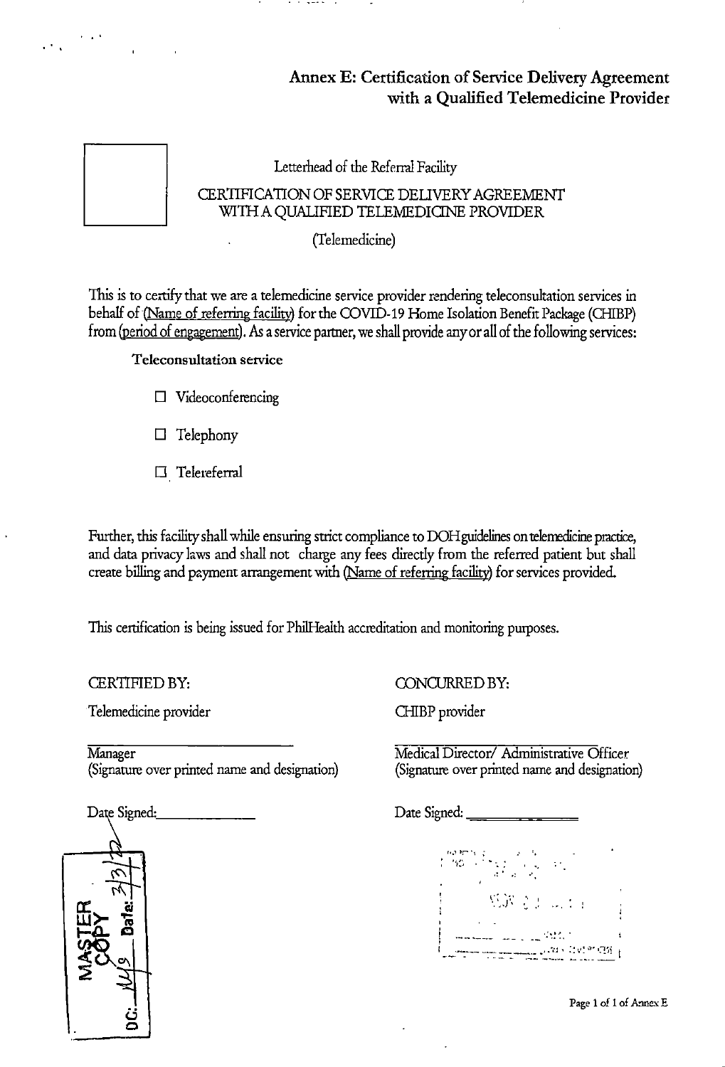# Annex E: Certification of Service Delivery Agreement with a Qualified Telemedicine Provider

Letterhead of the Referral Facility

CERTIFICATION OF SERVICE DELIVERY AGREEMENT WITH A QUALIFIED TELEMEDICINE PROVIDER

(Telemedicine)

This is to certify that we are a telemedicine service provider rendering teleconsultation services in behalf of (Name of referring facility) for the COVID-19 Home Isolation Benefit Package (CHIBP) from (period of engagement). As a service partner, we shall provide any or all of the following services:

**Teleconsultation service**

- ☐ Videoconferencing
- ☐ Telephony
- ☐ Telereferral

Further, this facility shall while ensuring strict compliance to DOH guidelines on telemedicine practice, and data privacy laws and shall not charge any fees directly from the referred patient but shall create billing and payment arrangement with (Name of referring facility) for services provided.

This certification is being issued for PhilHealth accreditation and monitoring purposes.

CERTIFIED BY:

Telemedicine provider

\_\_\_\_\_\_\_\_\_\_\_\_\_\_\_\_\_\_\_\_\_\_\_\_\_\_\_\_

Manager
(Signature over printed name and designation)

Date Signed: \_\_\_\_\_\_\_\_\_\_\_\_

CONCURRED BY:

CHIBP provider

\_\_\_\_\_\_\_\_\_\_\_\_\_\_\_\_\_\_\_\_\_\_\_\_\_\_\_\_

Medical Director/ Administrative Officer
(Signature over printed name and designation)

Date Signed: \_\_\_\_\_\_\_\_\_\_\_\_

MASTER COPY DC: 149 Date: 3/3/22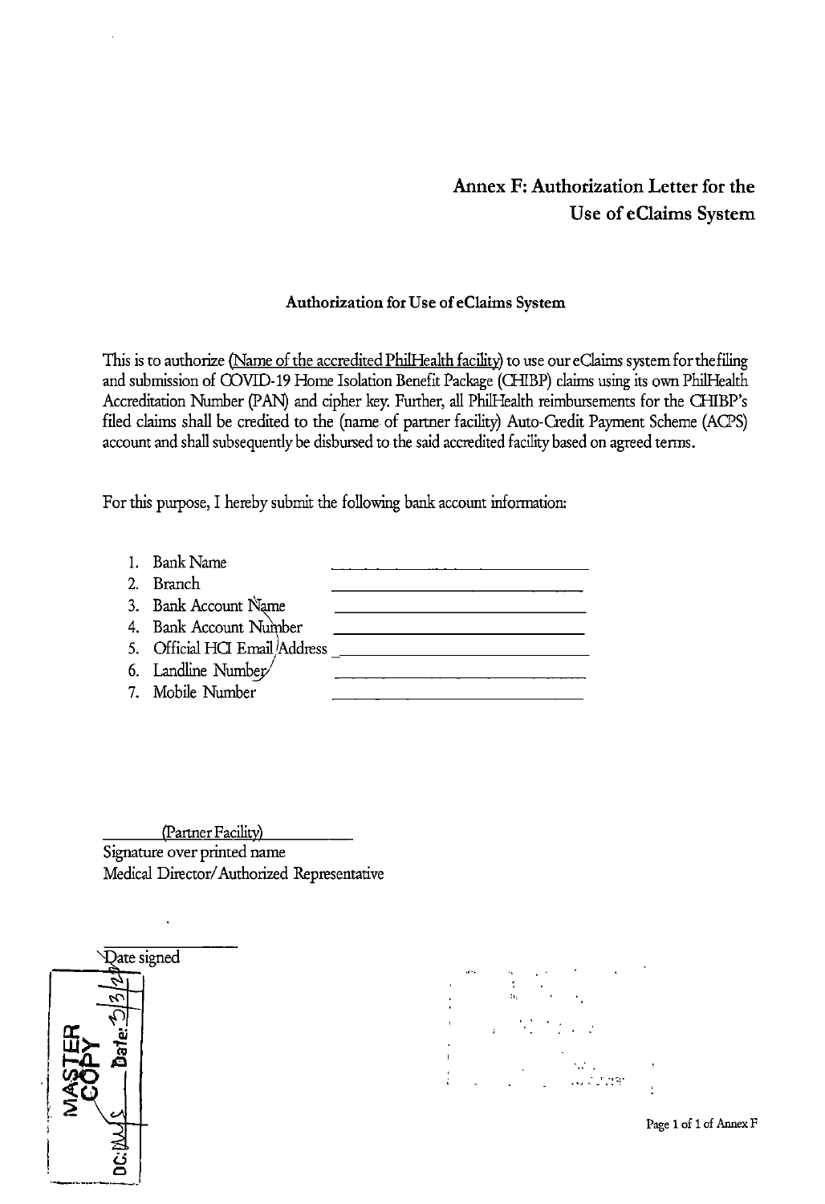# Annex F: Authorization Letter for the Use of eClaims System

### Authorization for Use of eClaims System

This is to authorize (Name of the accredited PhilHealth facility) to use our eClaims system for the filing and submission of COVID-19 Home Isolation Benefit Package (CHIBP) claims using its own PhilHealth Accreditation Number (PAN) and cipher key. Further, all PhilHealth reimbursements for the CHIBP's filed claims shall be credited to the (name of partner facility) Auto-Credit Payment Scheme (ACPS) account and shall subsequently be disbursed to the said accredited facility based on agreed terms.

For this purpose, I hereby submit the following bank account information:

1. Bank Name ______________________________
2. Branch ______________________________
3. Bank Account Name ______________________________
4. Bank Account Number ______________________________
5. Official HCI Email Address ______________________________
6. Landline Number ______________________________
7. Mobile Number ______________________________

______(Partner Facility)______
Signature over printed name
Medical Director/Authorized Representative

______________
Date signed

MASTER COPY
Date: 5/3/2
DC: MJS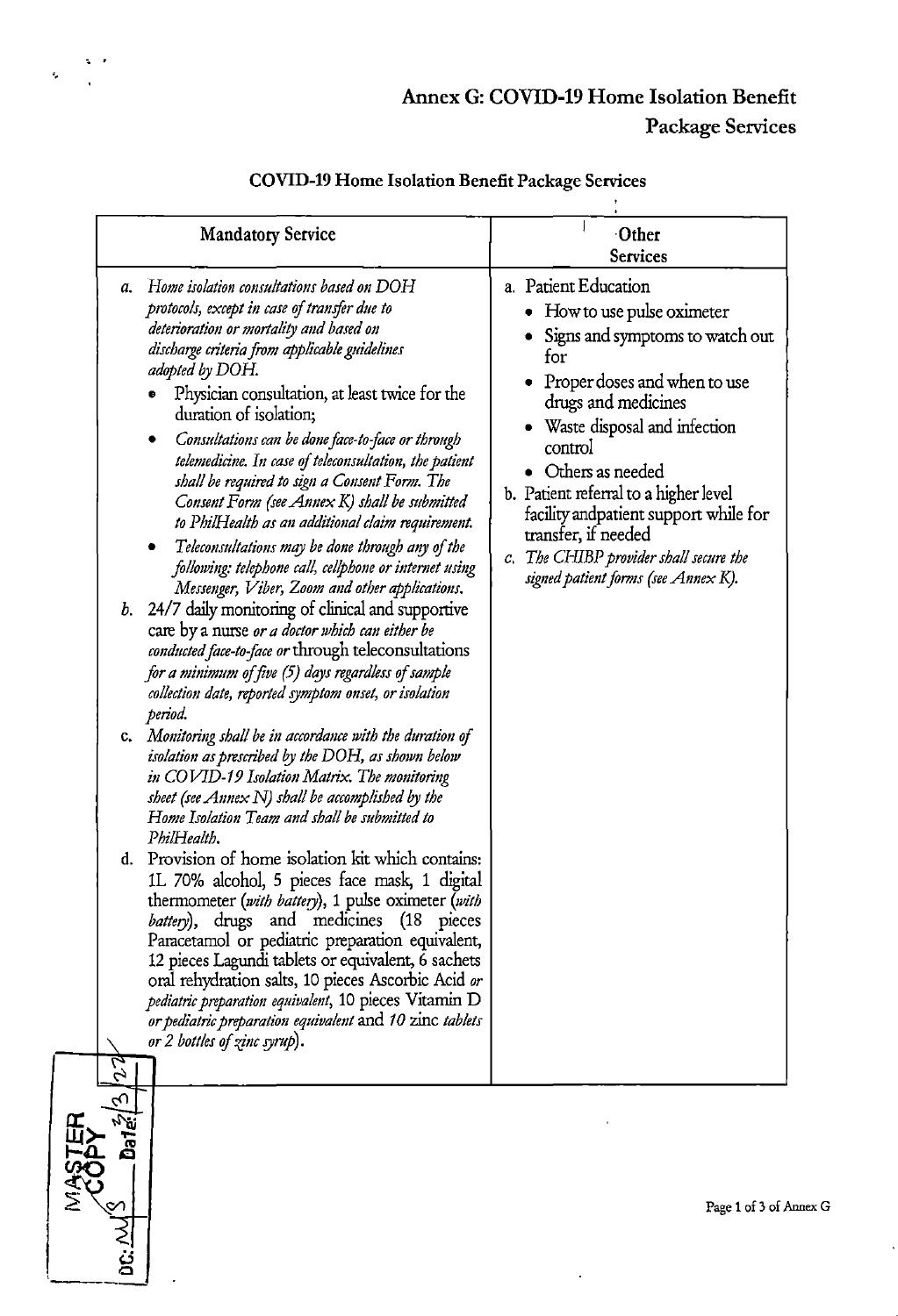# Annex G: COVID-19 Home Isolation Benefit Package Services

## COVID-19 Home Isolation Benefit Package Services

| Mandatory Service | Other Services |
|---|---|
| a. *Home isolation consultations based on DOH protocols, except in case of transfer due to deterioration or mortality and based on discharge criteria from applicable guidelines adopted by DOH.*<br>• Physician consultation, at least twice for the duration of isolation;<br>• *Consultations can be done face-to-face or through telemedicine. In case of teleconsultation, the patient shall be required to sign a Consent Form. The Consent Form (see Annex K) shall be submitted to PhilHealth as an additional claim requirement.*<br>• *Teleconsultations may be done through any of the following: telephone call, cellphone or internet using Messenger, Viber, Zoom and other applications.*<br>b. 24/7 daily monitoring of clinical and supportive care by a nurse *or a doctor which can either be conducted face-to-face or* through teleconsultations *for a minimum of five (5) days regardless of sample collection date, reported symptom onset, or isolation period.*<br>c. *Monitoring shall be in accordance with the duration of isolation as prescribed by the DOH, as shown below in COVID-19 Isolation Matrix. The monitoring sheet (see Annex N) shall be accomplished by the Home Isolation Team and shall be submitted to PhilHealth.*<br>d. Provision of home isolation kit which contains: 1L 70% alcohol, 5 pieces face mask, 1 digital thermometer (*with battery*), 1 pulse oximeter (*with battery*), drugs and medicines (18 pieces Paracetamol or pediatric preparation equivalent, 12 pieces Lagundi tablets or equivalent, 6 sachets oral rehydration salts, 10 pieces Ascorbic Acid *or pediatric preparation equivalent*, 10 pieces Vitamin D *or pediatric preparation equivalent* and *10* zinc *tablets or 2 bottles of zinc syrup*). | a. Patient Education<br>• How to use pulse oximeter<br>• Signs and symptoms to watch out for<br>• Proper doses and when to use drugs and medicines<br>• Waste disposal and infection control<br>• Others as needed<br>b. Patient referral to a higher level facility andpatient support while for transfer, if needed<br>c. *The CHIBP provider shall secure the signed patient forms (see Annex K).* |

MASTER COPY
DC: MJS Date: 3/3/22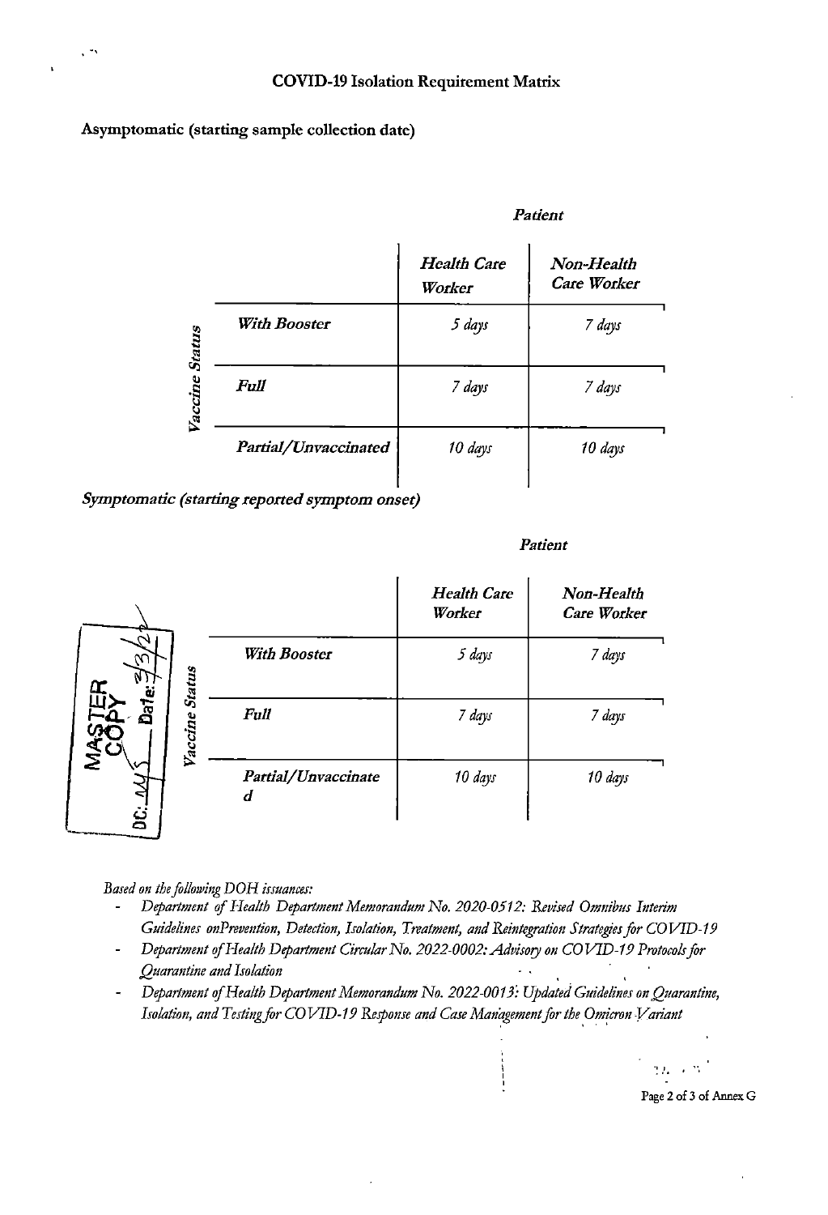## COVID-19 Isolation Requirement Matrix

**Asymptomatic (starting sample collection date)**

| | | Patient | |
|---|---|---|---|
| | | *Health Care Worker* | *Non-Health Care Worker* |
| *Vaccine Status* | ***With Booster*** | *5 days* | *7 days* |
| | ***Full*** | *7 days* | *7 days* |
| | ***Partial/Unvaccinated*** | *10 days* | *10 days* |

***Symptomatic (starting reported symptom onset)***

| | | Patient | |
|---|---|---|---|
| | | *Health Care Worker* | *Non-Health Care Worker* |
| *Vaccine Status* | ***With Booster*** | *5 days* | *7 days* |
| | ***Full*** | *7 days* | *7 days* |
| | ***Partial/Unvaccinated*** | *10 days* | *10 days* |

MASTER COPY DC: Date: 2/3/22

*Based on the following DOH issuances:*

- *Department of Health Department Memorandum No. 2020-0512: Revised Omnibus Interim Guidelines onPrevention, Detection, Isolation, Treatment, and Reintegration Strategies for COVID-19*
- *Department of Health Department Circular No. 2022-0002: Advisory on COVID-19 Protocols for Quarantine and Isolation*
- *Department of Health Department Memorandum No. 2022-0013: Updated Guidelines on Quarantine, Isolation, and Testing for COVID-19 Response and Case Management for the Omicron Variant*

Page 2 of 3 of Annex G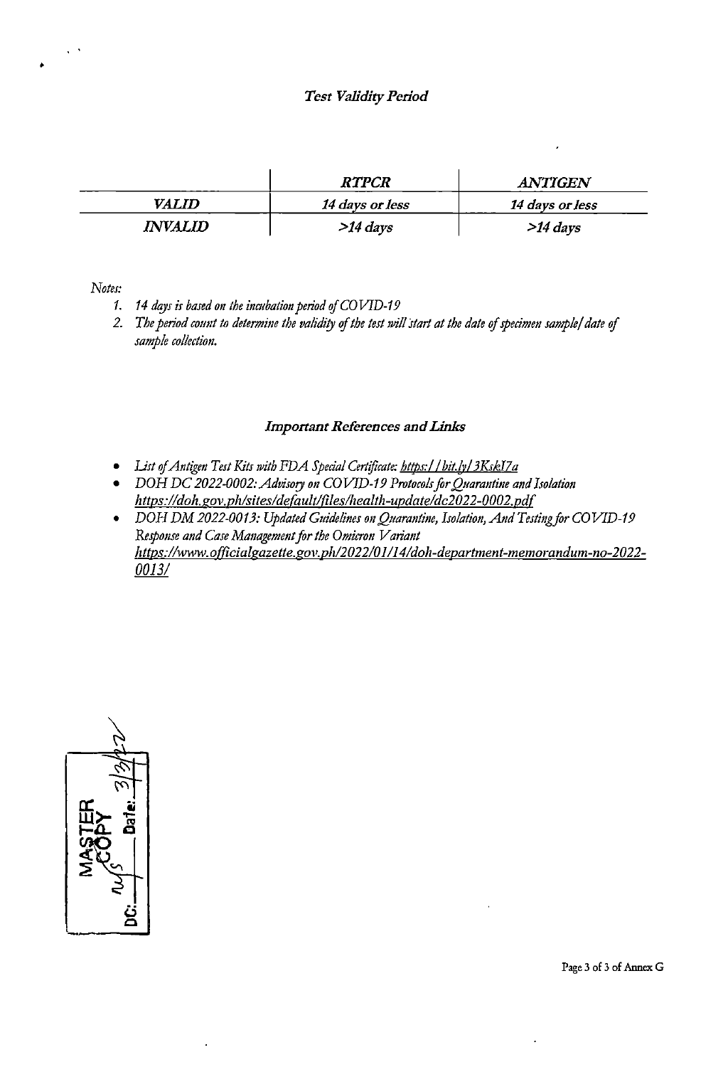### *Test Validity Period*

| | *RTPCR* | *ANTIGEN* |
|---|---|---|
| *VALID* | *14 days or less* | *14 days or less* |
| *INVALID* | *>14 days* | *>14 days* |

*Notes:*

1. *14 days is based on the incubation period of COVID-19*
2. *The period count to determine the validity of the test will start at the date of specimen sample/ date of sample collection.*

### *Important References and Links*

- *List of Antigen Test Kits with FDA Special Certificate: https://bit.ly/3KskI7a*
- *DOH DC 2022-0002: Advisory on COVID-19 Protocols for Quarantine and Isolation https://doh.gov.ph/sites/default/files/health-update/dc2022-0002.pdf*
- *DOH DM 2022-0013: Updated Guidelines on Quarantine, Isolation, And Testing for COVID-19 Response and Case Management for the Omicron Variant https://www.officialgazette.gov.ph/2022/01/14/doh-department-memorandum-no-2022-0013/*

MASTER COPY
DC: ______ Date: 3/3/22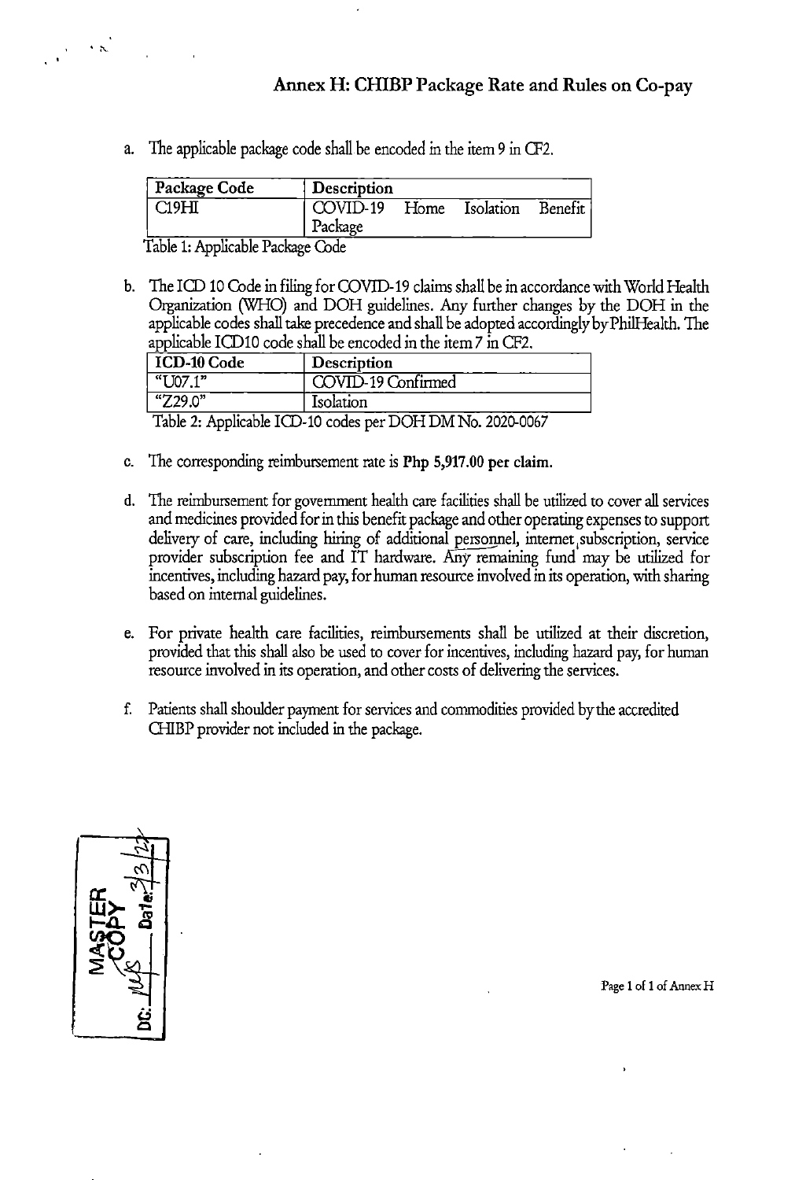## Annex H: CHIBP Package Rate and Rules on Co-pay

a. The applicable package code shall be encoded in the item 9 in CF2.

| Package Code | Description |
|---|---|
| C19HI | COVID-19 Home Isolation Benefit Package |

Table 1: Applicable Package Code

b. The ICD 10 Code in filing for COVID-19 claims shall be in accordance with World Health Organization (WHO) and DOH guidelines. Any further changes by the DOH in the applicable codes shall take precedence and shall be adopted accordingly by PhilHealth. The applicable ICD10 code shall be encoded in the item 7 in CF2.

| ICD-10 Code | Description |
|---|---|
| "U07.1" | COVID-19 Confirmed |
| "Z29.0" | Isolation |

Table 2: Applicable ICD-10 codes per DOH DM No. 2020-0067

c. The corresponding reimbursement rate is **Php 5,917.00 per claim.**

d. The reimbursement for government health care facilities shall be utilized to cover all services and medicines provided for in this benefit package and other operating expenses to support delivery of care, including hiring of additional personnel, internet subscription, service provider subscription fee and IT hardware. Any remaining fund may be utilized for incentives, including hazard pay, for human resource involved in its operation, with sharing based on internal guidelines.

e. For private health care facilities, reimbursements shall be utilized at their discretion, provided that this shall also be used to cover for incentives, including hazard pay, for human resource involved in its operation, and other costs of delivering the services.

f. Patients shall shoulder payment for services and commodities provided by the accredited CHIBP provider not included in the package.

MASTER COPY
DC: ___ Date: 3/3/22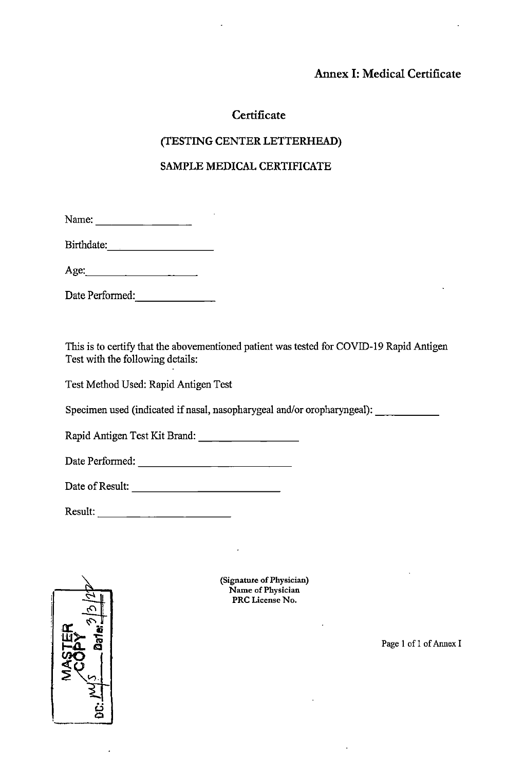## Annex I: Medical Certificate

### Certificate

(TESTING CENTER LETTERHEAD)

SAMPLE MEDICAL CERTIFICATE

Name: ________________

Birthdate: ________________

Age: ________________

Date Performed: ______________

This is to certify that the abovementioned patient was tested for COVID-19 Rapid Antigen Test with the following details:

Test Method Used: Rapid Antigen Test

Specimen used (indicated if nasal, nasopharygeal and/or oropharyngeal): ___________

Rapid Antigen Test Kit Brand: ________________

Date Performed: ____________________________

Date of Result: ____________________________

Result: ________________________

MASTER COPY
DC: MJS Date: 3/3/22

**(Signature of Physician)**
**Name of Physician**
**PRC License No.**

Page 1 of 1 of Annex I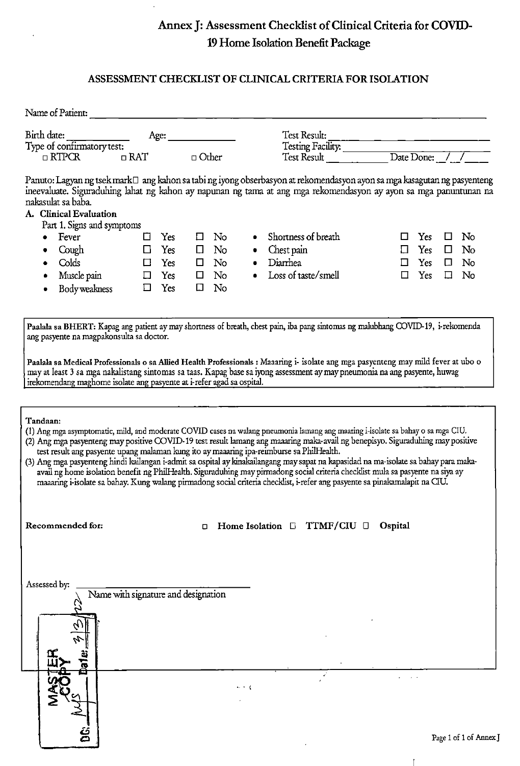# Annex J: Assessment Checklist of Clinical Criteria for COVID-19 Home Isolation Benefit Package

## ASSESSMENT CHECKLIST OF CLINICAL CRITERIA FOR ISOLATION

Name of Patient: ____________________________________________

Birth date: ____________ Age: ____________ Test Result: ____________________

Type of confirmatory test: Testing Facility: ____________________

□ RTPCR □ RAT □ Other Test Result ____________ Date Done: __/__/____

Panuto: Lagyan ng tsek mark□ ang kahon sa tabi ng iyong obserbasyon at rekomendasyon ayon sa mga kasagutan ng pasyenteng ineevaluate. Siguraduhing lahat ng kahon ay napunan ng tama at ang mga rekomendasyon ay ayon sa mga panuntunan na nakasulat sa baba.

**A. Clinical Evaluation**

Part 1. Signs and symptoms

| | | | | | |
|---|---|---|---|---|---|
| • Fever | □ Yes | □ No | • Shortness of breath | □ Yes | □ No |
| • Cough | □ Yes | □ No | • Chest pain | □ Yes | □ No |
| • Colds | □ Yes | □ No | • Diarrhea | □ Yes | □ No |
| • Muscle pain | □ Yes | □ No | • Loss of taste/smell | □ Yes | □ No |
| • Body weakness | □ Yes | □ No | | | |

**Paalala sa BHERT:** Kapag ang patient ay may shortness of breath, chest pain, iba pang sintomas ng malubhang COVID-19, i-rekomenda ang pasyente na magpakonsulta sa doctor.

**Paalala sa Medical Professionals o sa Allied Health Professionals :** Maaaring i- isolate ang mga pasyenteng may mild fever at ubo o may at least 3 sa mga nakalistang sintomas sa taas. Kapag base sa iyong assessment ay may pneumonia na ang pasyente, huwag irekomendang maghome isolate ang pasyente at i-refer agad sa ospital.

**Tandaan:**

(1) Ang mga asymptomatic, mild, and moderate COVID cases na walang pneumonia lamang ang maaring i-isolate sa bahay o sa mga CIU.

(2) Ang mga pasyenteng may positive COVID-19 test result lamang ang maaaring maka-avail ng benepisyo. Siguraduhing may positive test result ang pasyente upang malaman kung ito ay maaaring ipa-reimburse sa PhilHealth.

(3) Ang mga pasyenteng hindi kailangan i-admit sa ospital ay kinakailangang may sapat na kapasidad na ma-isolate sa bahay para maka-avail ng home isolation benefit ng PhilHealth. Siguraduhing may pirmadong social criteria checklist mula sa pasyente na siya ay maaaring i-isolate sa bahay. Kung walang pirmadong social criteria checklist, i-refer ang pasyente sa pinakamalapit na CIU.

**Recommended for:** □ **Home Isolation** □ **TTMF/CIU** □ **Ospital**

Assessed by: ______________________________

Name with signature and designation

MASTER COPY Date: 3/3/22 DC: ____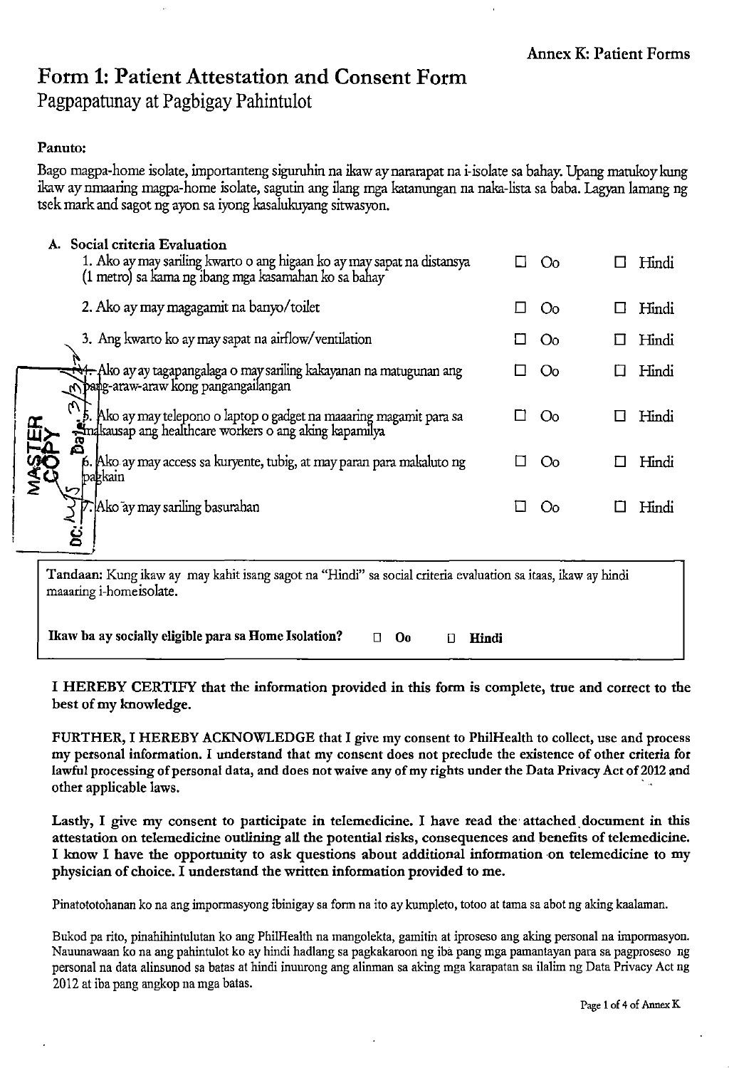Annex K: Patient Forms

# Form 1: Patient Attestation and Consent Form

## Pagpapatunay at Pagbigay Pahintulot

**Panuto:**

Bago magpa-home isolate, importanteng siguruhin na ikaw ay nararapat na i-isolate sa bahay. Upang matukoy kung ikaw ay nmaaring magpa-home isolate, sagutin ang ilang mga katanungan na naka-lista sa baba. Lagyan lamang ng tsek mark and sagot ng ayon sa iyong kasalukuyang sitwasyon.

**A. Social criteria Evaluation**

| | | |
|---|---|---|
| 1. Ako ay may sariling kwarto o ang higaan ko ay may sapat na distansya (1 metro) sa kama ng ibang mga kasamahan ko sa bahay | ☐ Oo | ☐ Hindi |
| 2. Ako ay may magagamit na banyo/toilet | ☐ Oo | ☐ Hindi |
| 3. Ang kwarto ko ay may sapat na airflow/ventilation | ☐ Oo | ☐ Hindi |
| 4. Ako ay ay tagapangalaga o may sariling kakayanan na matugunan ang pang-araw-araw kong pangangailangan | ☐ Oo | ☐ Hindi |
| 5. Ako ay may telepono o laptop o gadget na maaaring magamit para sa makausap ang healthcare workers o ang aking kapamilya | ☐ Oo | ☐ Hindi |
| 6. Ako ay may access sa kuryente, tubig, at may paran para makaluto ng pagkain | ☐ Oo | ☐ Hindi |
| 7. Ako ay may sariling basurahan | ☐ Oo | ☐ Hindi |

Tandaan: Kung ikaw ay may kahit isang sagot na "Hindi" sa social criteria evaluation sa itaas, ikaw ay hindi maaaring i-homeisolate.

**Ikaw ba ay socially eligible para sa Home Isolation?** ☐ **Oo** ☐ **Hindi**

**I HEREBY CERTIFY that the information provided in this form is complete, true and correct to the best of my knowledge.**

**FURTHER, I HEREBY ACKNOWLEDGE that I give my consent to PhilHealth to collect, use and process my personal information. I understand that my consent does not preclude the existence of other criteria for lawful processing of personal data, and does not waive any of my rights under the Data Privacy Act of 2012 and other applicable laws.**

**Lastly, I give my consent to participate in telemedicine. I have read the attached document in this attestation on telemedicine outlining all the potential risks, consequences and benefits of telemedicine. I know I have the opportunity to ask questions about additional information on telemedicine to my physician of choice. I understand the written information provided to me.**

Pinatototohanan ko na ang impormasyong ibinigay sa form na ito ay kumpleto, totoo at tama sa abot ng aking kaalaman.

Bukod pa rito, pinahihintulutan ko ang PhilHealth na mangolekta, gamitin at iproseso ang aking personal na impormasyon. Nauunawaan ko na ang pahintulot ko ay hindi hadlang sa pagkakaroon ng iba pang mga pamantayan para sa pagproseso ng personal na data alinsunod sa batas at hindi inuurong ang alinman sa aking mga karapatan sa ilalim ng Data Privacy Act ng 2012 at iba pang angkop na mga batas.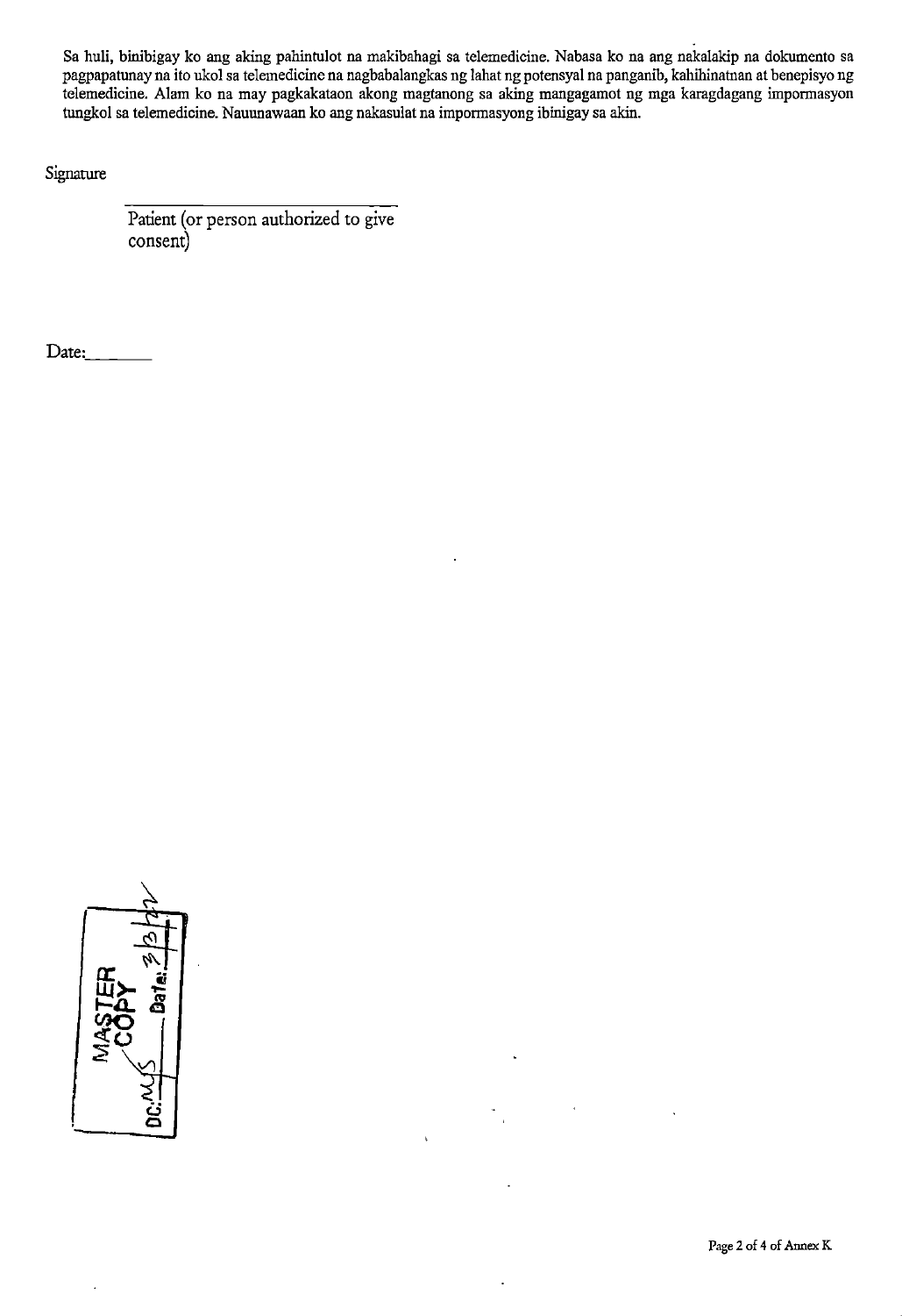Sa huli, binibigay ko ang aking pahintulot na makibahagi sa telemedicine. Nabasa ko na ang nakalakip na dokumento sa pagpapatunay na ito ukol sa telemedicine na nagbabalangkas ng lahat ng potensyal na panganib, kahihinatnan at benepisyo ng telemedicine. Alam ko na may pagkakataon akong magtanong sa aking mangagamot ng mga karagdagang impormasyon tungkol sa telemedicine. Nauunawaan ko ang nakasulat na impormasyong ibinigay sa akin.

Signature

_______________________________

Patient (or person authorized to give consent)

Date:_______

MASTER COPY
DC: MS Date: 3/3/21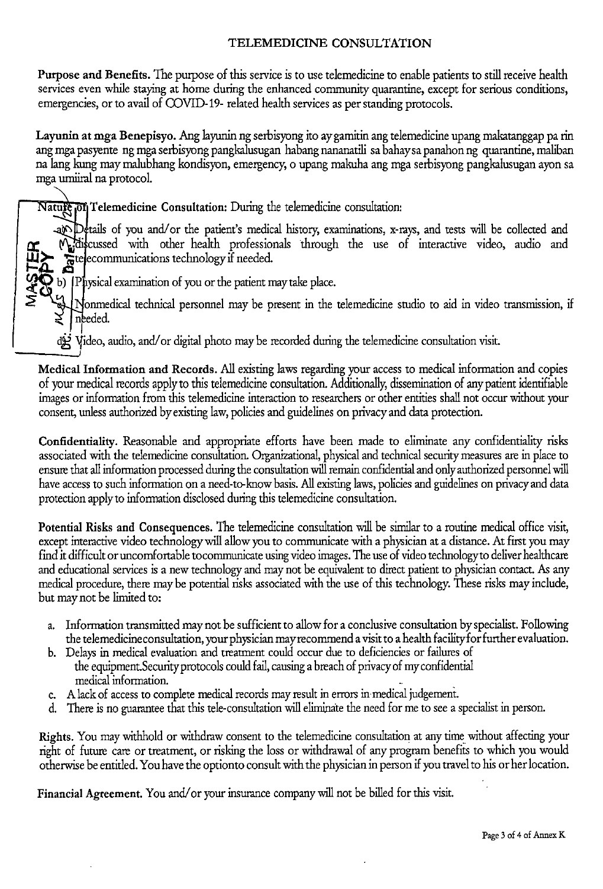# TELEMEDICINE CONSULTATION

**Purpose and Benefits.** The purpose of this service is to use telemedicine to enable patients to still receive health services even while staying at home during the enhanced community quarantine, except for serious conditions, emergencies, or to avail of COVID-19- related health services as per standing protocols.

**Layunin at mga Benepisyo.** Ang layunin ng serbisyong ito ay gamitin ang telemedicine upang makatanggap pa rin ang mga pasyente ng mga serbisyong pangkalusugan habang nananatili sa bahay sa panahon ng quarantine, maliban na lang kung may malubhang kondisyon, emergency, o upang makuha ang mga serbisyong pangkalusugan ayon sa mga umiiral na protocol.

**Nature of Telemedicine Consultation:** During the telemedicine consultation:

a) Details of you and/or the patient's medical history, examinations, x-rays, and tests will be collected and discussed with other health professionals through the use of interactive video, audio and telecommunications technology if needed.

b) Physical examination of you or the patient may take place.

c) Nonmedical technical personnel may be present in the telemedicine studio to aid in video transmission, if needed.

d) Video, audio, and/or digital photo may be recorded during the telemedicine consultation visit.

**Medical Information and Records.** All existing laws regarding your access to medical information and copies of your medical records apply to this telemedicine consultation. Additionally, dissemination of any patient identifiable images or information from this telemedicine interaction to researchers or other entities shall not occur without your consent, unless authorized by existing law, policies and guidelines on privacy and data protection.

**Confidentiality.** Reasonable and appropriate efforts have been made to eliminate any confidentiality risks associated with the telemedicine consultation. Organizational, physical and technical security measures are in place to ensure that all information processed during the consultation will remain confidential and only authorized personnel will have access to such information on a need-to-know basis. All existing laws, policies and guidelines on privacy and data protection apply to information disclosed during this telemedicine consultation.

**Potential Risks and Consequences.** The telemedicine consultation will be similar to a routine medical office visit, except interactive video technology will allow you to communicate with a physician at a distance. At first you may find it difficult or uncomfortable tocommunicate using video images. The use of video technologyto deliver healthcare and educational services is a new technology and may not be equivalent to direct patient to physician contact. As any medical procedure, there may be potential risks associated with the use of this technology. These risks may include, but may not be limited to:

a. Information transmitted may not be sufficient to allow for a conclusive consultation by specialist. Following the telemedicineconsultation, your physician may recommend a visit to a health facility for further evaluation.
b. Delays in medical evaluation and treatment could occur due to deficiencies or failures of the equipment.Security protocols could fail, causing a breach of privacy of my confidential medical information.
c. A lack of access to complete medical records may result in errors in medical judgement.
d. There is no guarantee that this tele-consultation will eliminate the need for me to see a specialist in person.

**Rights.** You may withhold or withdraw consent to the telemedicine consultation at any time without affecting your right of future care or treatment, or risking the loss or withdrawal of any program benefits to which you would otherwise be entitled. You have the optionto consult with the physician in person if you travel to his or her location.

**Financial Agreement.** You and/or your insurance company will not be billed for this visit.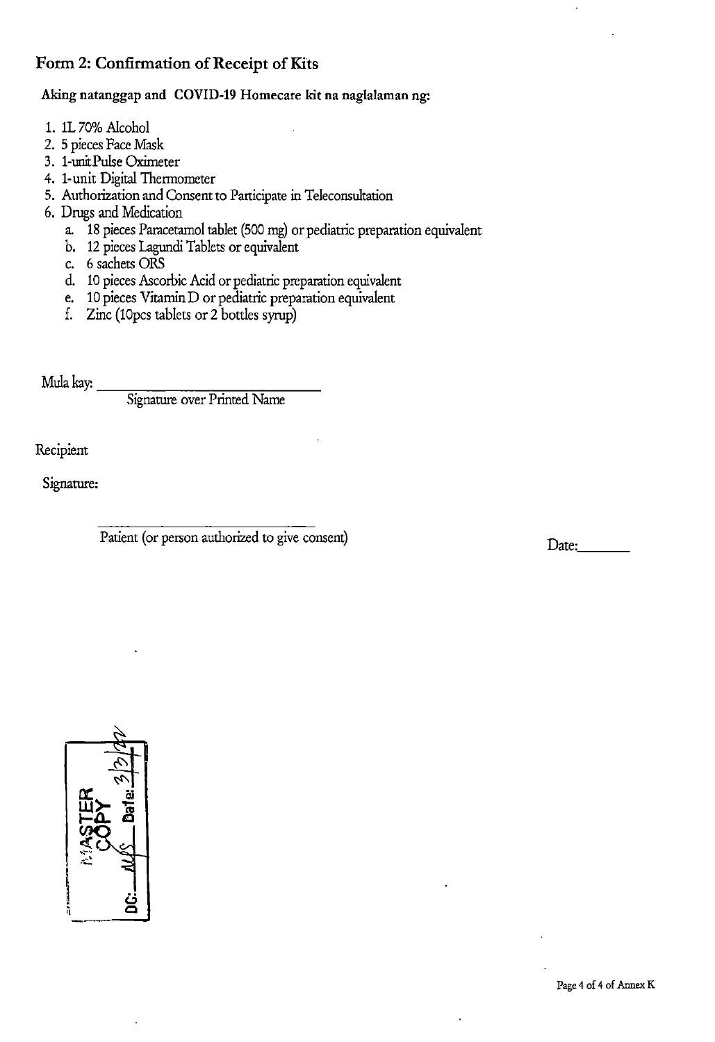## Form 2: Confirmation of Receipt of Kits

**Aking natanggap and COVID-19 Homecare kit na naglalaman ng:**

1. 1L 70% Alcohol
2. 5 pieces Face Mask
3. 1-unit Pulse Oximeter
4. 1-unit Digital Thermometer
5. Authorization and Consent to Participate in Teleconsultation
6. Drugs and Medication
   a. 18 pieces Paracetamol tablet (500 mg) or pediatric preparation equivalent
   b. 12 pieces Lagundi Tablets or equivalent
   c. 6 sachets ORS
   d. 10 pieces Ascorbic Acid or pediatric preparation equivalent
   e. 10 pieces Vitamin D or pediatric preparation equivalent
   f. Zinc (10pcs tablets or 2 bottles syrup)

Mula kay: ______________________________
Signature over Printed Name

Recipient

Signature:

______________________________
Patient (or person authorized to give consent)

Date:________

MASTER COPY
DC: MJS Date: 3/3/22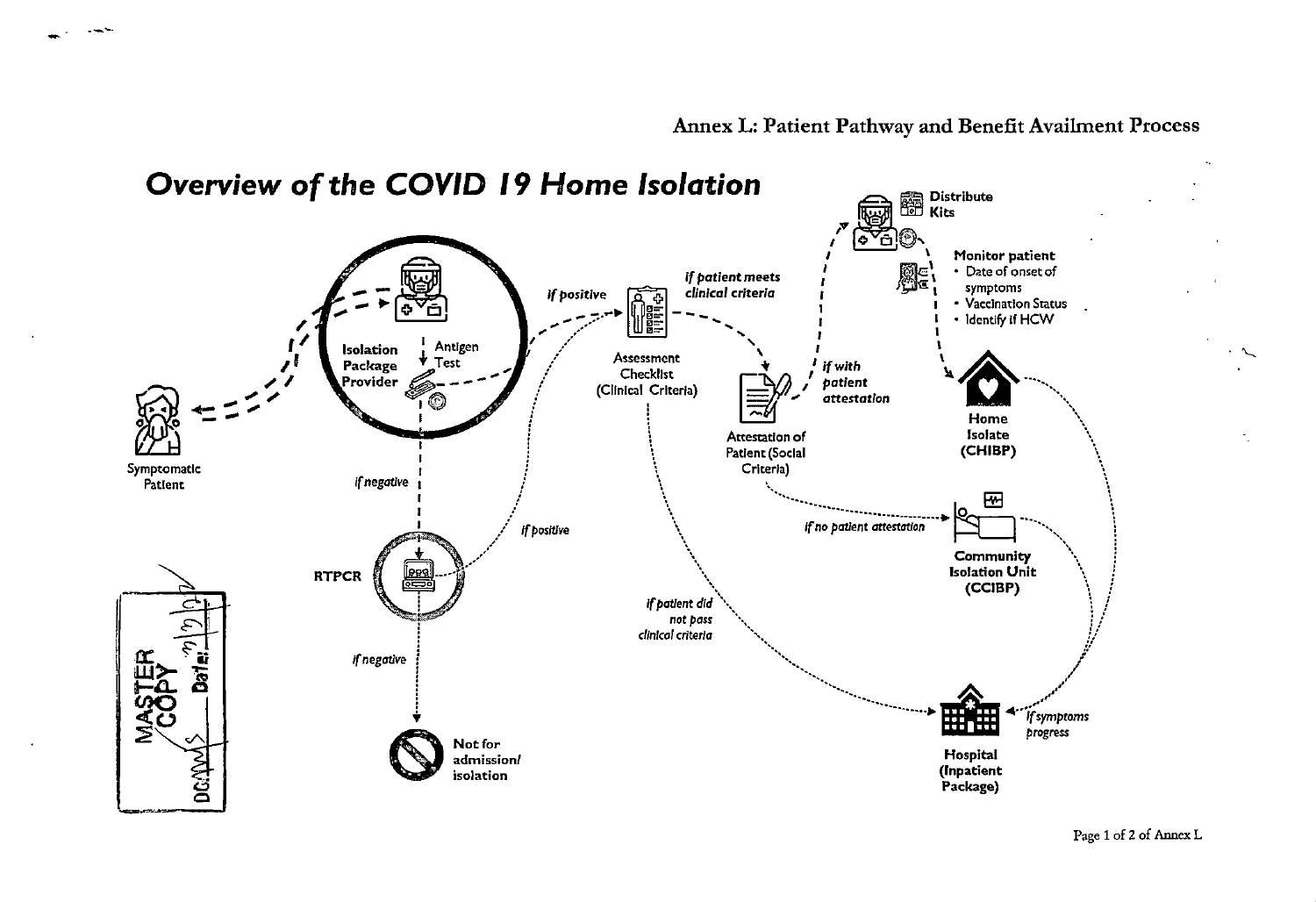Annex L: Patient Pathway and Benefit Availment Process

# Overview of the COVID 19 Home Isolation

Symptomatic Patient

Isolation Package Provider

Antigen Test

*if positive*

Assessment Checklist (Clinical Criteria)

*if patient meets clinical criteria*

Attestation of Patient (Social Criteria)

*if with patient attestation*

Distribute Kits

Monitor patient
- Date of onset of symptoms
- Vaccination Status
- Identify if HCW

Home Isolate (CHIBP)

*if no patient attestation*

Community Isolation Unit (CCIBP)

*if negative*

RTPCR

*if positive*

*if negative*

Not for admission/ isolation

*if patient did not pass clinical criteria*

Hospital (Inpatient Package)

*if symptoms progress*

MASTER COPY
DC: Date: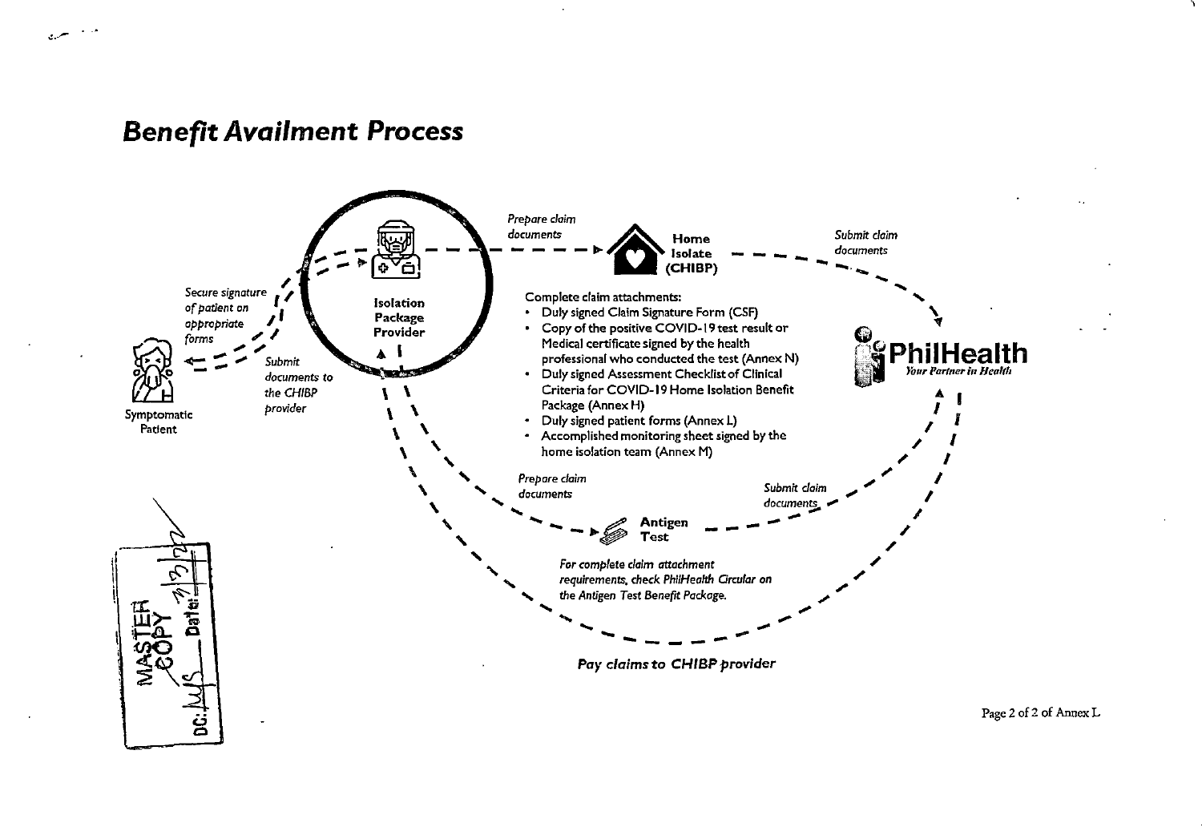## Benefit Availment Process

Isolation Package Provider

Secure signature of patient on appropriate forms

Submit documents to the CHIBP provider

Symptomatic Patient

Prepare claim documents

Home Isolate (CHIBP)

Submit claim documents

PhilHealth
*Your Partner in Health*

Complete claim attachments:

- Duly signed Claim Signature Form (CSF)
- Copy of the positive COVID-19 test result or Medical certificate signed by the health professional who conducted the test (Annex N)
- Duly signed Assessment Checklist of Clinical Criteria for COVID-19 Home Isolation Benefit Package (Annex H)
- Duly signed patient forms (Annex L)
- Accomplished monitoring sheet signed by the home isolation team (Annex M)

Prepare claim documents

Antigen Test

Submit claim documents

*For complete claim attachment requirements, check PhilHealth Circular on the Antigen Test Benefit Package.*

***Pay claims to CHIBP provider***

MASTER COPY
DC: MJS Date: 7/13/22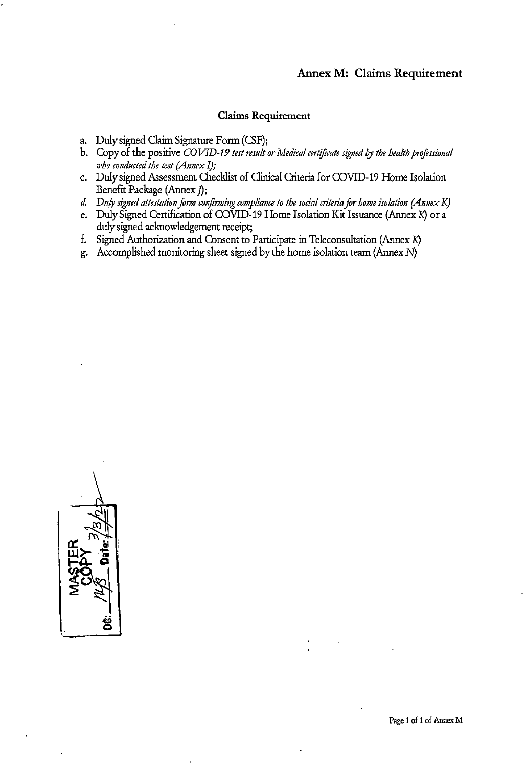# Annex M: Claims Requirement

## Claims Requirement

a. Duly signed Claim Signature Form (CSF);
b. Copy of the positive *COVID-19 test result or Medical certificate signed by the health professional who conducted the test (Annex I);*
c. Duly signed Assessment Checklist of Clinical Criteria for COVID-19 Home Isolation Benefit Package (Annex J);
d. *Duly signed attestation form confirming compliance to the social criteria for home isolation (Annex K)*
e. Duly Signed Certification of COVID-19 Home Isolation Kit Issuance (Annex K) or a duly signed acknowledgement receipt;
f. Signed Authorization and Consent to Participate in Teleconsultation (Annex K)
g. Accomplished monitoring sheet signed by the home isolation team (Annex N)

MASTER COPY
DC: Date: 3/3/22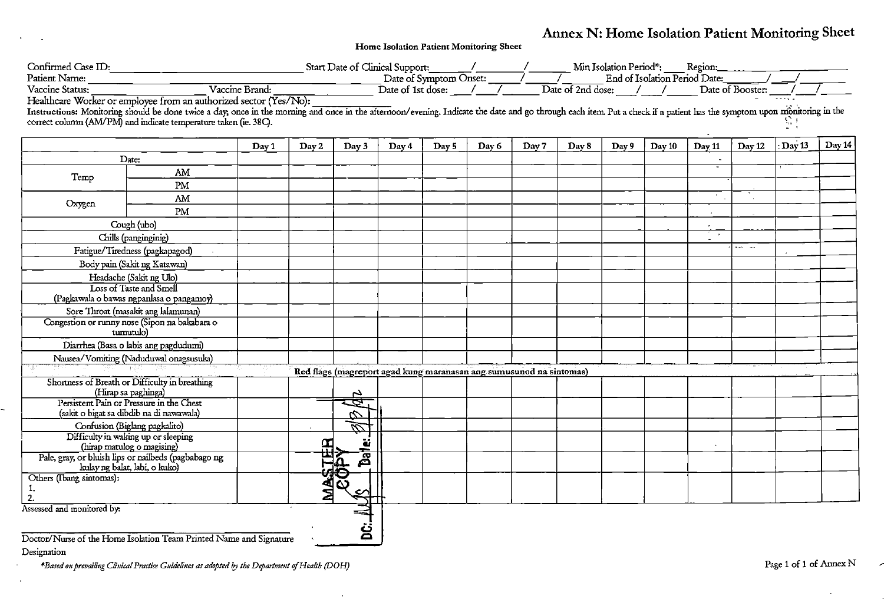# Annex N: Home Isolation Patient Monitoring Sheet

**Home Isolation Patient Monitoring Sheet**

Confirmed Case ID: ______________________ Start Date of Clinical Support: ____/____/____ Min Isolation Period*: ____ Region: ____________

Patient Name: ______________________ Date of Symptom Onset: ____/____/____ End of Isolation Period Date: ____/____/____

Vaccine Status: ____________ Vaccine Brand: ____________ Date of 1st dose: ____/____/____ Date of 2nd dose: ____/____/____ Date of Booster: ____/____/____

Healthcare Worker or employee from an authorized sector (Yes/No): ____________

**Instructions:** Monitoring should be done twice a day; once in the morning and once in the afternoon/evening. Indicate the date and go through each item. Put a check if a patient has the symptom upon monitoring in the correct column (AM/PM) and indicate temperature taken (ie. 38C).

| | | Day 1 | Day 2 | Day 3 | Day 4 | Day 5 | Day 6 | Day 7 | Day 8 | Day 9 | Day 10 | Day 11 | Day 12 | Day 13 | Day 14 |
|---|---|---|---|---|---|---|---|---|---|---|---|---|---|---|---|
| Date: | | | | | | | | | | | | | | | |
| Temp | AM | | | | | | | | | | | | | | |
| | PM | | | | | | | | | | | | | | |
| Oxygen | AM | | | | | | | | | | | | | | |
| | PM | | | | | | | | | | | | | | |
| Cough (ubo) | | | | | | | | | | | | | | | |
| Chills (panginginig) | | | | | | | | | | | | | | | |
| Fatigue/Tiredness (pagkapagod) | | | | | | | | | | | | | | | |
| Body pain (Sakit ng Katawan) | | | | | | | | | | | | | | | |
| Headache (Sakit ng Ulo) | | | | | | | | | | | | | | | |
| Loss of Taste and Smell (Pagkawala o bawas ngpanlasa o pangamoy) | | | | | | | | | | | | | | | |
| Sore Throat (masakit ang lalamunan) | | | | | | | | | | | | | | | |
| Congestion or runny nose (Sipon na bakabara o tumutulo) | | | | | | | | | | | | | | | |
| Diarrhea (Basa o labis ang pagdudumi) | | | | | | | | | | | | | | | |
| Nausea/Vomiting (Naduduwal onagsusuka) | | | | | | | | | | | | | | | |
| **Red flags (magreport agad kung maranasan ang sumusunod na sintomas)** | | | | | | | | | | | | | | | |
| Shortness of Breath or Difficulty in breathing (Hirap sa paghinga) | | | | | | | | | | | | | | | |
| Persistent Pain or Pressure in the Chest (sakit o bigat sa dibdib na di nawawala) | | | | | | | | | | | | | | | |
| Confusion (Biglang pagkalito) | | | | | | | | | | | | | | | |
| Difficulty in waking up or sleeping (hirap matulog o magising) | | | | | | | | | | | | | | | |
| Pale, gray, or bluish lips or nailbeds (pagbabago ng kulay ng balat, labi, o kuko) | | | | | | | | | | | | | | | |
| Others (Ibang sintomas): 1. 2. | | | | | | | | | | | | | | | |

MASTER COPY DC: Date: 3/3/22

Assessed and monitored by:

______________________________

Doctor/Nurse of the Home Isolation Team Printed Name and Signature

Designation

*Based on prevailing Clinical Practice Guidelines as adopted by the Department of Health (DOH)*